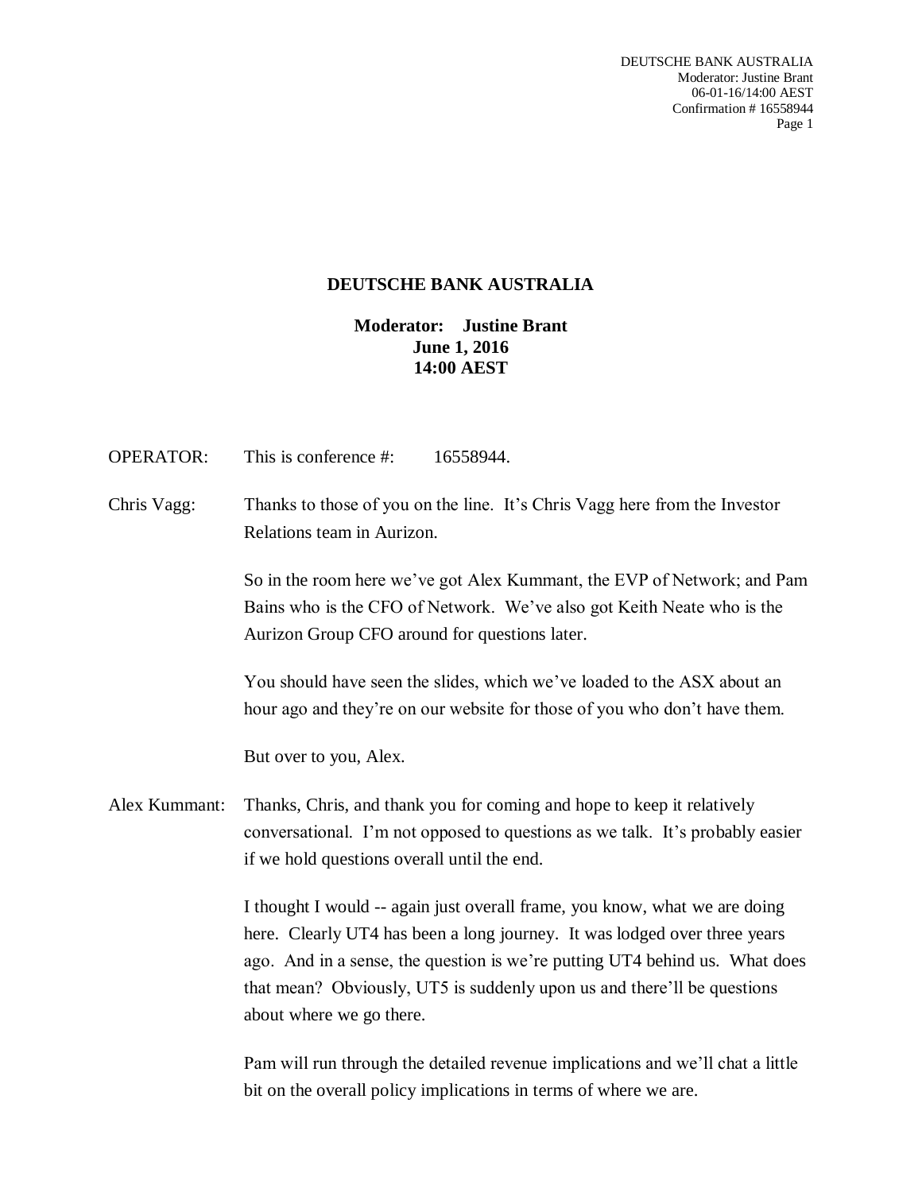**DEUTSCHE BANK AUSTRALIA**

**Moderator: Justine Brant**
**June 1, 2016**
**14:00 AEST**

OPERATOR: This is conference #: 16558944.

Chris Vagg: Thanks to those of you on the line. It's Chris Vagg here from the Investor Relations team in Aurizon.

So in the room here we've got Alex Kummant, the EVP of Network; and Pam Bains who is the CFO of Network. We've also got Keith Neate who is the Aurizon Group CFO around for questions later.

You should have seen the slides, which we've loaded to the ASX about an hour ago and they're on our website for those of you who don't have them.

But over to you, Alex.

Alex Kummant: Thanks, Chris, and thank you for coming and hope to keep it relatively conversational. I'm not opposed to questions as we talk. It's probably easier if we hold questions overall until the end.

I thought I would -- again just overall frame, you know, what we are doing here. Clearly UT4 has been a long journey. It was lodged over three years ago. And in a sense, the question is we're putting UT4 behind us. What does that mean? Obviously, UT5 is suddenly upon us and there'll be questions about where we go there.

Pam will run through the detailed revenue implications and we'll chat a little bit on the overall policy implications in terms of where we are.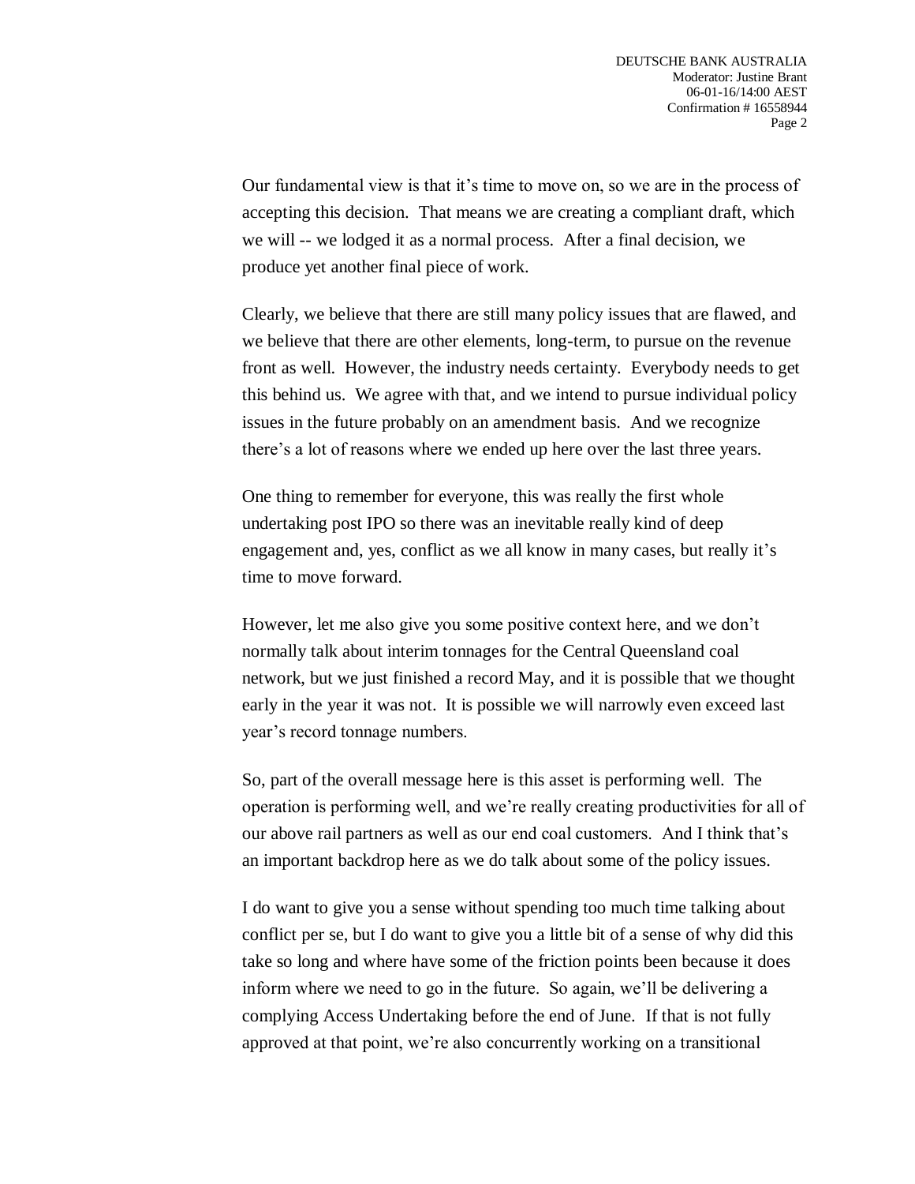Our fundamental view is that it's time to move on, so we are in the process of accepting this decision. That means we are creating a compliant draft, which we will -- we lodged it as a normal process. After a final decision, we produce yet another final piece of work.

Clearly, we believe that there are still many policy issues that are flawed, and we believe that there are other elements, long-term, to pursue on the revenue front as well. However, the industry needs certainty. Everybody needs to get this behind us. We agree with that, and we intend to pursue individual policy issues in the future probably on an amendment basis. And we recognize there's a lot of reasons where we ended up here over the last three years.

One thing to remember for everyone, this was really the first whole undertaking post IPO so there was an inevitable really kind of deep engagement and, yes, conflict as we all know in many cases, but really it's time to move forward.

However, let me also give you some positive context here, and we don't normally talk about interim tonnages for the Central Queensland coal network, but we just finished a record May, and it is possible that we thought early in the year it was not. It is possible we will narrowly even exceed last year's record tonnage numbers.

So, part of the overall message here is this asset is performing well. The operation is performing well, and we're really creating productivities for all of our above rail partners as well as our end coal customers. And I think that's an important backdrop here as we do talk about some of the policy issues.

I do want to give you a sense without spending too much time talking about conflict per se, but I do want to give you a little bit of a sense of why did this take so long and where have some of the friction points been because it does inform where we need to go in the future. So again, we'll be delivering a complying Access Undertaking before the end of June. If that is not fully approved at that point, we're also concurrently working on a transitional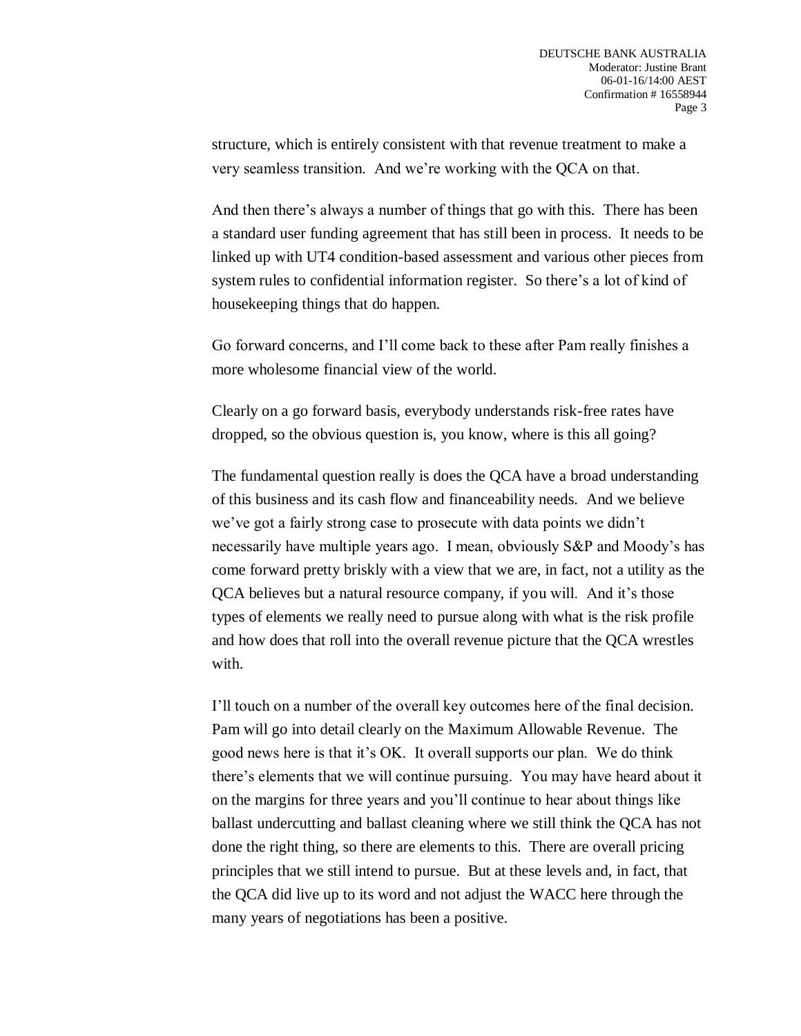structure, which is entirely consistent with that revenue treatment to make a very seamless transition. And we're working with the QCA on that.

And then there's always a number of things that go with this. There has been a standard user funding agreement that has still been in process. It needs to be linked up with UT4 condition-based assessment and various other pieces from system rules to confidential information register. So there's a lot of kind of housekeeping things that do happen.

Go forward concerns, and I'll come back to these after Pam really finishes a more wholesome financial view of the world.

Clearly on a go forward basis, everybody understands risk-free rates have dropped, so the obvious question is, you know, where is this all going?

The fundamental question really is does the QCA have a broad understanding of this business and its cash flow and financeability needs. And we believe we've got a fairly strong case to prosecute with data points we didn't necessarily have multiple years ago. I mean, obviously S&P and Moody's has come forward pretty briskly with a view that we are, in fact, not a utility as the QCA believes but a natural resource company, if you will. And it's those types of elements we really need to pursue along with what is the risk profile and how does that roll into the overall revenue picture that the QCA wrestles with.

I'll touch on a number of the overall key outcomes here of the final decision. Pam will go into detail clearly on the Maximum Allowable Revenue. The good news here is that it's OK. It overall supports our plan. We do think there's elements that we will continue pursuing. You may have heard about it on the margins for three years and you'll continue to hear about things like ballast undercutting and ballast cleaning where we still think the QCA has not done the right thing, so there are elements to this. There are overall pricing principles that we still intend to pursue. But at these levels and, in fact, that the QCA did live up to its word and not adjust the WACC here through the many years of negotiations has been a positive.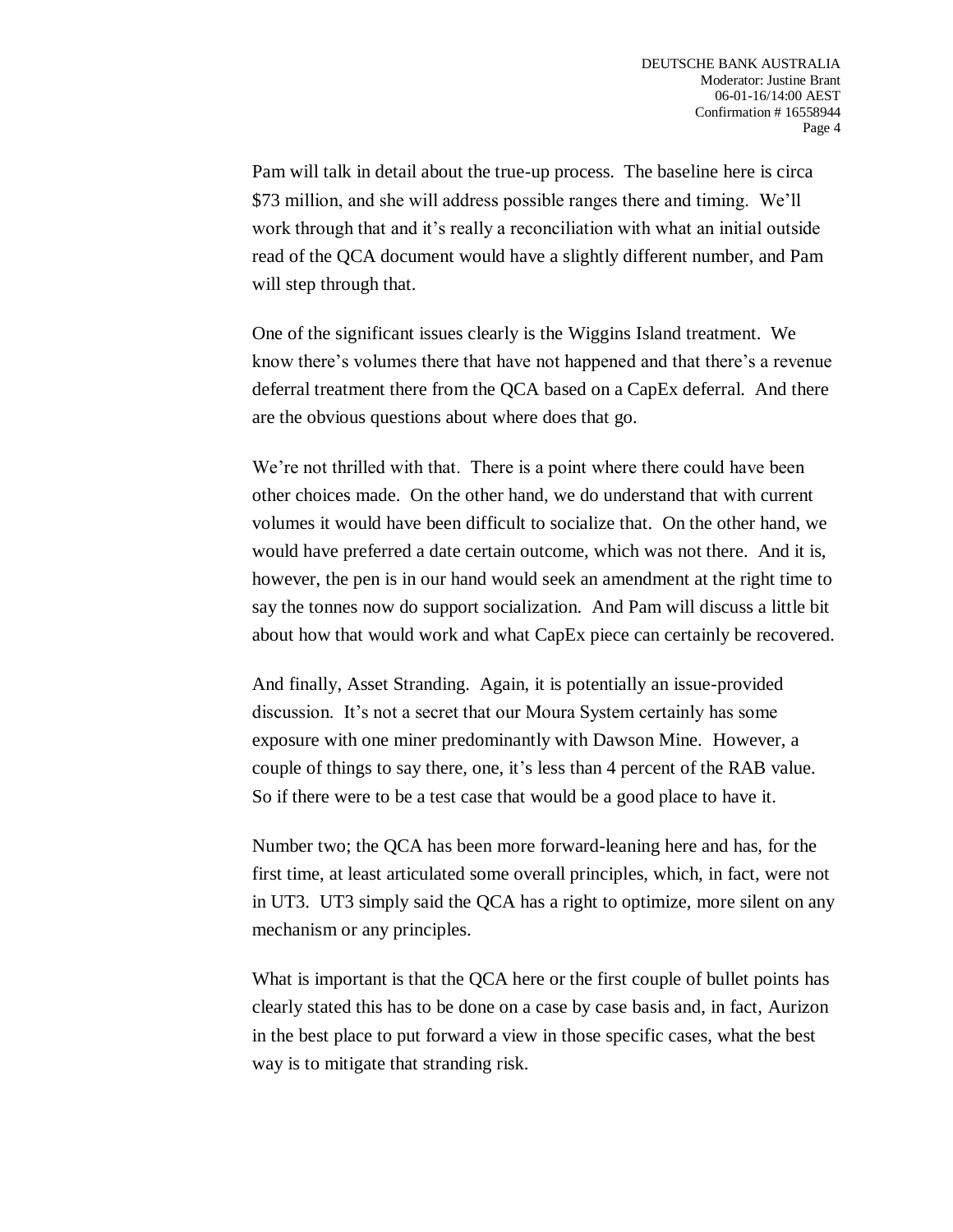Pam will talk in detail about the true-up process. The baseline here is circa $73 million, and she will address possible ranges there and timing. We'll work through that and it's really a reconciliation with what an initial outside read of the QCA document would have a slightly different number, and Pam will step through that.

One of the significant issues clearly is the Wiggins Island treatment. We know there's volumes there that have not happened and that there's a revenue deferral treatment there from the QCA based on a CapEx deferral. And there are the obvious questions about where does that go.

We're not thrilled with that. There is a point where there could have been other choices made. On the other hand, we do understand that with current volumes it would have been difficult to socialize that. On the other hand, we would have preferred a date certain outcome, which was not there. And it is, however, the pen is in our hand would seek an amendment at the right time to say the tonnes now do support socialization. And Pam will discuss a little bit about how that would work and what CapEx piece can certainly be recovered.

And finally, Asset Stranding. Again, it is potentially an issue-provided discussion. It's not a secret that our Moura System certainly has some exposure with one miner predominantly with Dawson Mine. However, a couple of things to say there, one, it's less than 4 percent of the RAB value. So if there were to be a test case that would be a good place to have it.

Number two; the QCA has been more forward-leaning here and has, for the first time, at least articulated some overall principles, which, in fact, were not in UT3. UT3 simply said the QCA has a right to optimize, more silent on any mechanism or any principles.

What is important is that the QCA here or the first couple of bullet points has clearly stated this has to be done on a case by case basis and, in fact, Aurizon in the best place to put forward a view in those specific cases, what the best way is to mitigate that stranding risk.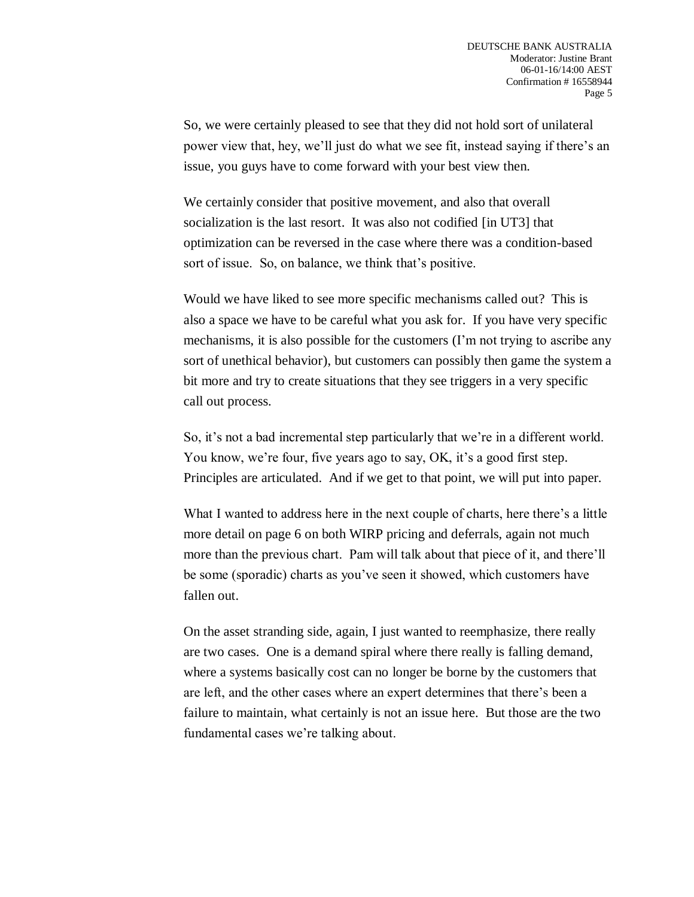So, we were certainly pleased to see that they did not hold sort of unilateral power view that, hey, we'll just do what we see fit, instead saying if there's an issue, you guys have to come forward with your best view then.

We certainly consider that positive movement, and also that overall socialization is the last resort. It was also not codified [in UT3] that optimization can be reversed in the case where there was a condition-based sort of issue. So, on balance, we think that's positive.

Would we have liked to see more specific mechanisms called out? This is also a space we have to be careful what you ask for. If you have very specific mechanisms, it is also possible for the customers (I'm not trying to ascribe any sort of unethical behavior), but customers can possibly then game the system a bit more and try to create situations that they see triggers in a very specific call out process.

So, it's not a bad incremental step particularly that we're in a different world. You know, we're four, five years ago to say, OK, it's a good first step. Principles are articulated. And if we get to that point, we will put into paper.

What I wanted to address here in the next couple of charts, here there's a little more detail on page 6 on both WIRP pricing and deferrals, again not much more than the previous chart. Pam will talk about that piece of it, and there'll be some (sporadic) charts as you've seen it showed, which customers have fallen out.

On the asset stranding side, again, I just wanted to reemphasize, there really are two cases. One is a demand spiral where there really is falling demand, where a systems basically cost can no longer be borne by the customers that are left, and the other cases where an expert determines that there's been a failure to maintain, what certainly is not an issue here. But those are the two fundamental cases we're talking about.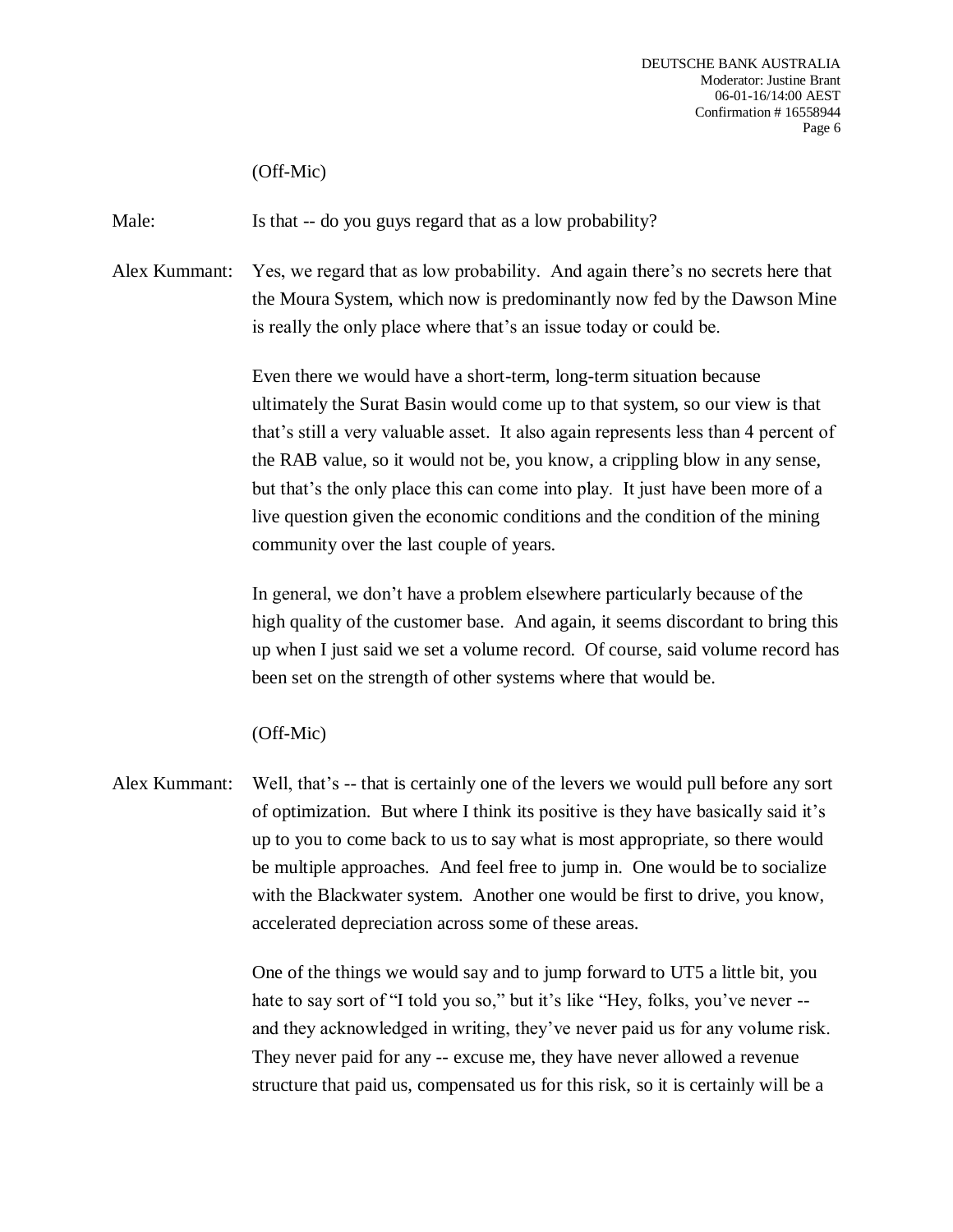(Off-Mic)

Male: Is that -- do you guys regard that as a low probability?

Alex Kummant: Yes, we regard that as low probability. And again there's no secrets here that the Moura System, which now is predominantly now fed by the Dawson Mine is really the only place where that's an issue today or could be.

Even there we would have a short-term, long-term situation because ultimately the Surat Basin would come up to that system, so our view is that that's still a very valuable asset. It also again represents less than 4 percent of the RAB value, so it would not be, you know, a crippling blow in any sense, but that's the only place this can come into play. It just have been more of a live question given the economic conditions and the condition of the mining community over the last couple of years.

In general, we don't have a problem elsewhere particularly because of the high quality of the customer base. And again, it seems discordant to bring this up when I just said we set a volume record. Of course, said volume record has been set on the strength of other systems where that would be.

(Off-Mic)

Alex Kummant: Well, that's -- that is certainly one of the levers we would pull before any sort of optimization. But where I think its positive is they have basically said it's up to you to come back to us to say what is most appropriate, so there would be multiple approaches. And feel free to jump in. One would be to socialize with the Blackwater system. Another one would be first to drive, you know, accelerated depreciation across some of these areas.

One of the things we would say and to jump forward to UT5 a little bit, you hate to say sort of "I told you so," but it's like "Hey, folks, you've never -- and they acknowledged in writing, they've never paid us for any volume risk. They never paid for any -- excuse me, they have never allowed a revenue structure that paid us, compensated us for this risk, so it is certainly will be a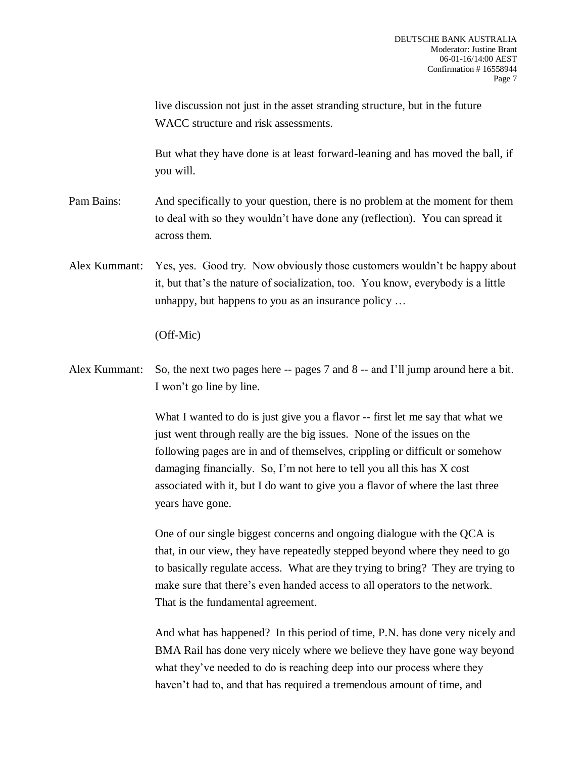live discussion not just in the asset stranding structure, but in the future WACC structure and risk assessments.

But what they have done is at least forward-leaning and has moved the ball, if you will.

Pam Bains: And specifically to your question, there is no problem at the moment for them to deal with so they wouldn't have done any (reflection). You can spread it across them.

Alex Kummant: Yes, yes. Good try. Now obviously those customers wouldn't be happy about it, but that's the nature of socialization, too. You know, everybody is a little unhappy, but happens to you as an insurance policy …

(Off-Mic)

Alex Kummant: So, the next two pages here -- pages 7 and 8 -- and I'll jump around here a bit. I won't go line by line.

What I wanted to do is just give you a flavor -- first let me say that what we just went through really are the big issues. None of the issues on the following pages are in and of themselves, crippling or difficult or somehow damaging financially. So, I'm not here to tell you all this has X cost associated with it, but I do want to give you a flavor of where the last three years have gone.

One of our single biggest concerns and ongoing dialogue with the QCA is that, in our view, they have repeatedly stepped beyond where they need to go to basically regulate access. What are they trying to bring? They are trying to make sure that there's even handed access to all operators to the network. That is the fundamental agreement.

And what has happened? In this period of time, P.N. has done very nicely and BMA Rail has done very nicely where we believe they have gone way beyond what they've needed to do is reaching deep into our process where they haven't had to, and that has required a tremendous amount of time, and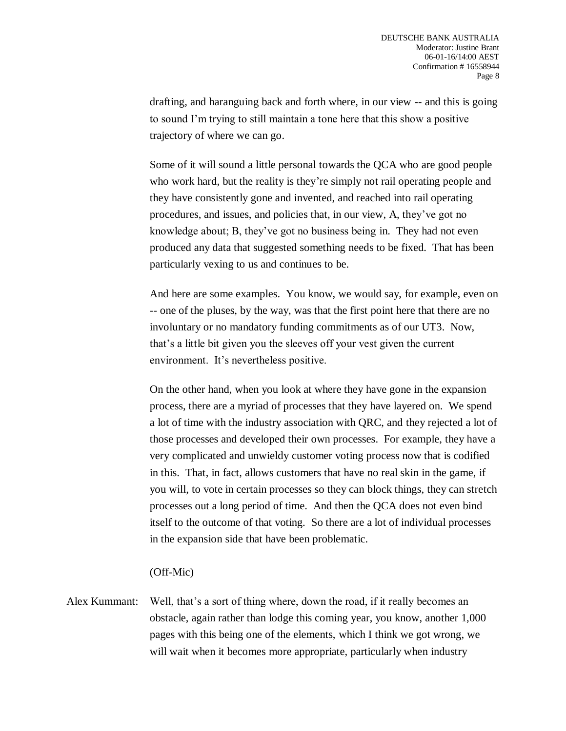drafting, and haranguing back and forth where, in our view -- and this is going to sound I'm trying to still maintain a tone here that this show a positive trajectory of where we can go.

Some of it will sound a little personal towards the QCA who are good people who work hard, but the reality is they're simply not rail operating people and they have consistently gone and invented, and reached into rail operating procedures, and issues, and policies that, in our view, A, they've got no knowledge about; B, they've got no business being in. They had not even produced any data that suggested something needs to be fixed. That has been particularly vexing to us and continues to be.

And here are some examples. You know, we would say, for example, even on -- one of the pluses, by the way, was that the first point here that there are no involuntary or no mandatory funding commitments as of our UT3. Now, that's a little bit given you the sleeves off your vest given the current environment. It's nevertheless positive.

On the other hand, when you look at where they have gone in the expansion process, there are a myriad of processes that they have layered on. We spend a lot of time with the industry association with QRC, and they rejected a lot of those processes and developed their own processes. For example, they have a very complicated and unwieldy customer voting process now that is codified in this. That, in fact, allows customers that have no real skin in the game, if you will, to vote in certain processes so they can block things, they can stretch processes out a long period of time. And then the QCA does not even bind itself to the outcome of that voting. So there are a lot of individual processes in the expansion side that have been problematic.

(Off-Mic)

Alex Kummant: Well, that's a sort of thing where, down the road, if it really becomes an obstacle, again rather than lodge this coming year, you know, another 1,000 pages with this being one of the elements, which I think we got wrong, we will wait when it becomes more appropriate, particularly when industry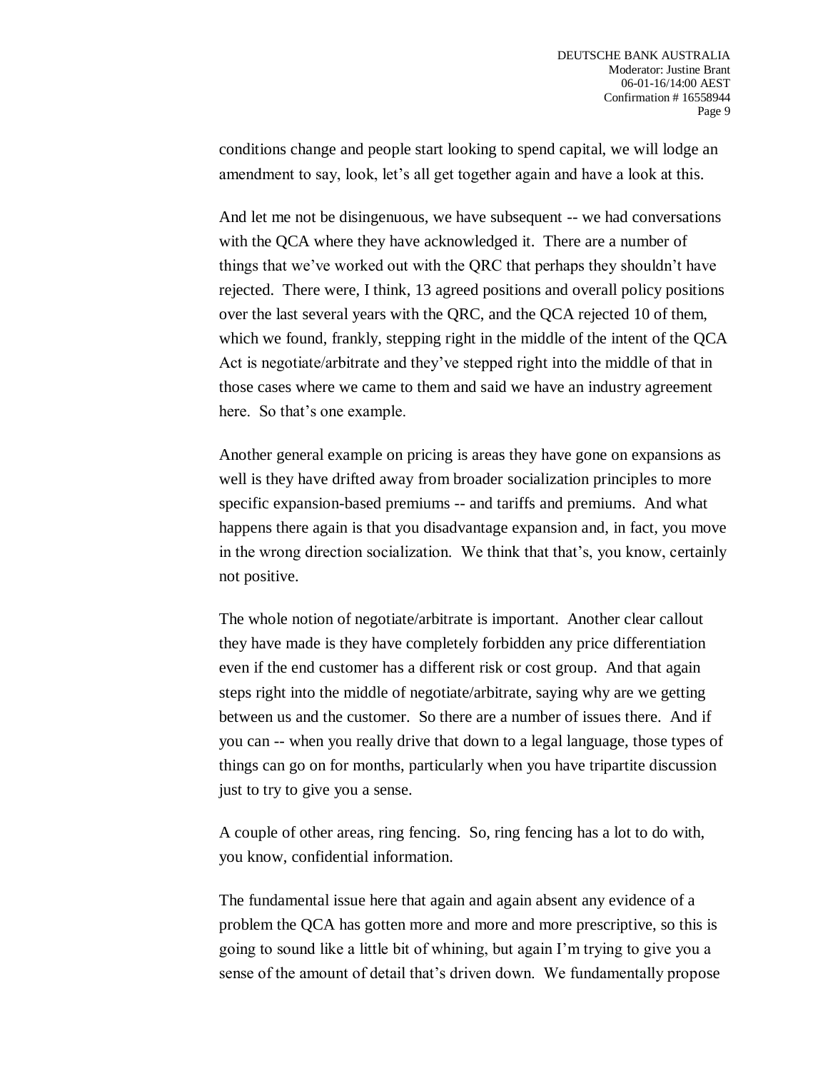conditions change and people start looking to spend capital, we will lodge an amendment to say, look, let's all get together again and have a look at this.

And let me not be disingenuous, we have subsequent -- we had conversations with the QCA where they have acknowledged it. There are a number of things that we've worked out with the QRC that perhaps they shouldn't have rejected. There were, I think, 13 agreed positions and overall policy positions over the last several years with the QRC, and the QCA rejected 10 of them, which we found, frankly, stepping right in the middle of the intent of the QCA Act is negotiate/arbitrate and they've stepped right into the middle of that in those cases where we came to them and said we have an industry agreement here. So that's one example.

Another general example on pricing is areas they have gone on expansions as well is they have drifted away from broader socialization principles to more specific expansion-based premiums -- and tariffs and premiums. And what happens there again is that you disadvantage expansion and, in fact, you move in the wrong direction socialization. We think that that's, you know, certainly not positive.

The whole notion of negotiate/arbitrate is important. Another clear callout they have made is they have completely forbidden any price differentiation even if the end customer has a different risk or cost group. And that again steps right into the middle of negotiate/arbitrate, saying why are we getting between us and the customer. So there are a number of issues there. And if you can -- when you really drive that down to a legal language, those types of things can go on for months, particularly when you have tripartite discussion just to try to give you a sense.

A couple of other areas, ring fencing. So, ring fencing has a lot to do with, you know, confidential information.

The fundamental issue here that again and again absent any evidence of a problem the QCA has gotten more and more and more prescriptive, so this is going to sound like a little bit of whining, but again I'm trying to give you a sense of the amount of detail that's driven down. We fundamentally propose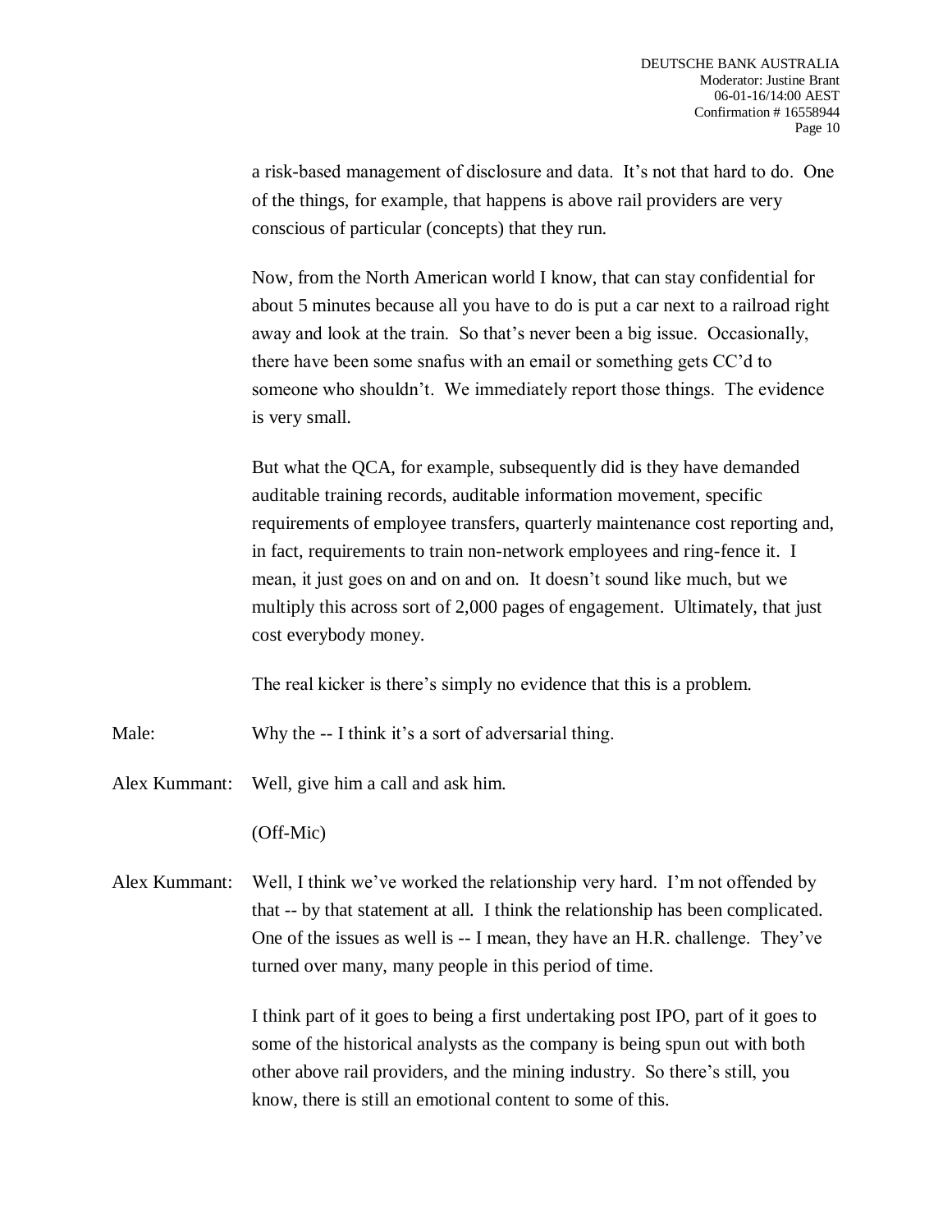a risk-based management of disclosure and data. It's not that hard to do. One of the things, for example, that happens is above rail providers are very conscious of particular (concepts) that they run.

Now, from the North American world I know, that can stay confidential for about 5 minutes because all you have to do is put a car next to a railroad right away and look at the train. So that's never been a big issue. Occasionally, there have been some snafus with an email or something gets CC'd to someone who shouldn't. We immediately report those things. The evidence is very small.

But what the QCA, for example, subsequently did is they have demanded auditable training records, auditable information movement, specific requirements of employee transfers, quarterly maintenance cost reporting and, in fact, requirements to train non-network employees and ring-fence it. I mean, it just goes on and on and on. It doesn't sound like much, but we multiply this across sort of 2,000 pages of engagement. Ultimately, that just cost everybody money.

The real kicker is there's simply no evidence that this is a problem.

Male: Why the -- I think it's a sort of adversarial thing.

Alex Kummant: Well, give him a call and ask him.

(Off-Mic)

Alex Kummant: Well, I think we've worked the relationship very hard. I'm not offended by that -- by that statement at all. I think the relationship has been complicated. One of the issues as well is -- I mean, they have an H.R. challenge. They've turned over many, many people in this period of time.

I think part of it goes to being a first undertaking post IPO, part of it goes to some of the historical analysts as the company is being spun out with both other above rail providers, and the mining industry. So there's still, you know, there is still an emotional content to some of this.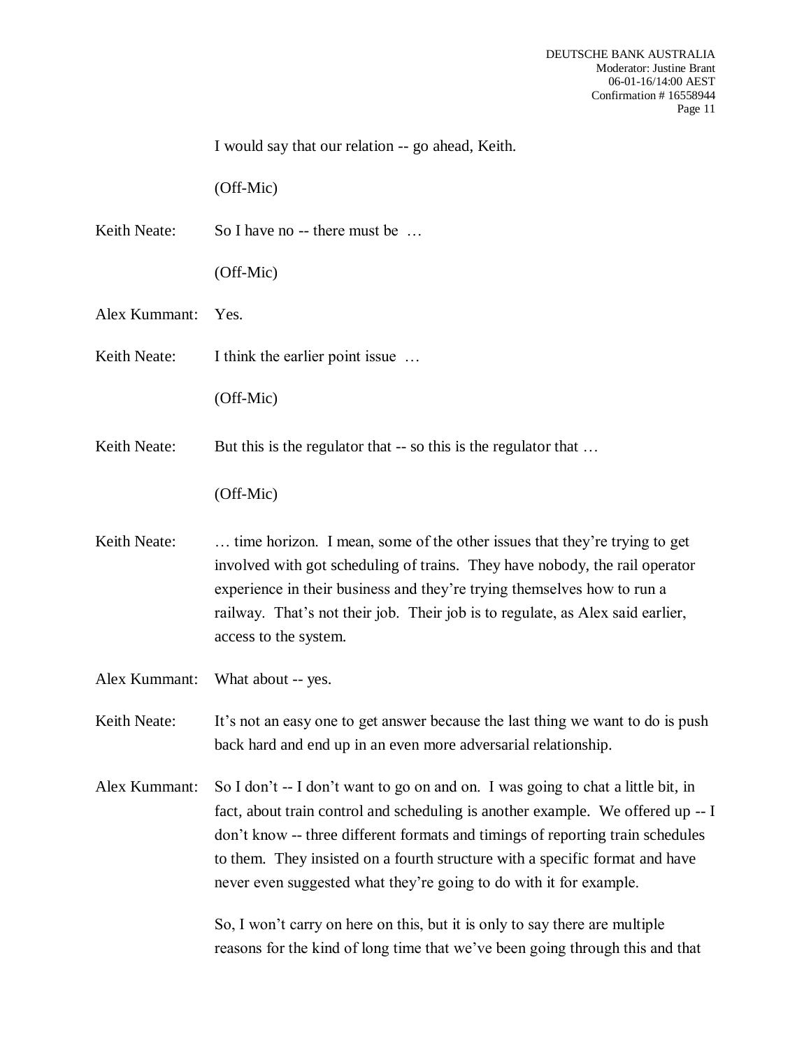I would say that our relation -- go ahead, Keith.

(Off-Mic)

Keith Neate: So I have no -- there must be …

(Off-Mic)

Alex Kummant: Yes.

Keith Neate: I think the earlier point issue …

(Off-Mic)

Keith Neate: But this is the regulator that -- so this is the regulator that …

(Off-Mic)

Keith Neate: … time horizon. I mean, some of the other issues that they're trying to get involved with got scheduling of trains. They have nobody, the rail operator experience in their business and they're trying themselves how to run a railway. That's not their job. Their job is to regulate, as Alex said earlier, access to the system.

Alex Kummant: What about -- yes.

Keith Neate: It's not an easy one to get answer because the last thing we want to do is push back hard and end up in an even more adversarial relationship.

Alex Kummant: So I don't -- I don't want to go on and on. I was going to chat a little bit, in fact, about train control and scheduling is another example. We offered up -- I don't know -- three different formats and timings of reporting train schedules to them. They insisted on a fourth structure with a specific format and have never even suggested what they're going to do with it for example.

So, I won't carry on here on this, but it is only to say there are multiple reasons for the kind of long time that we've been going through this and that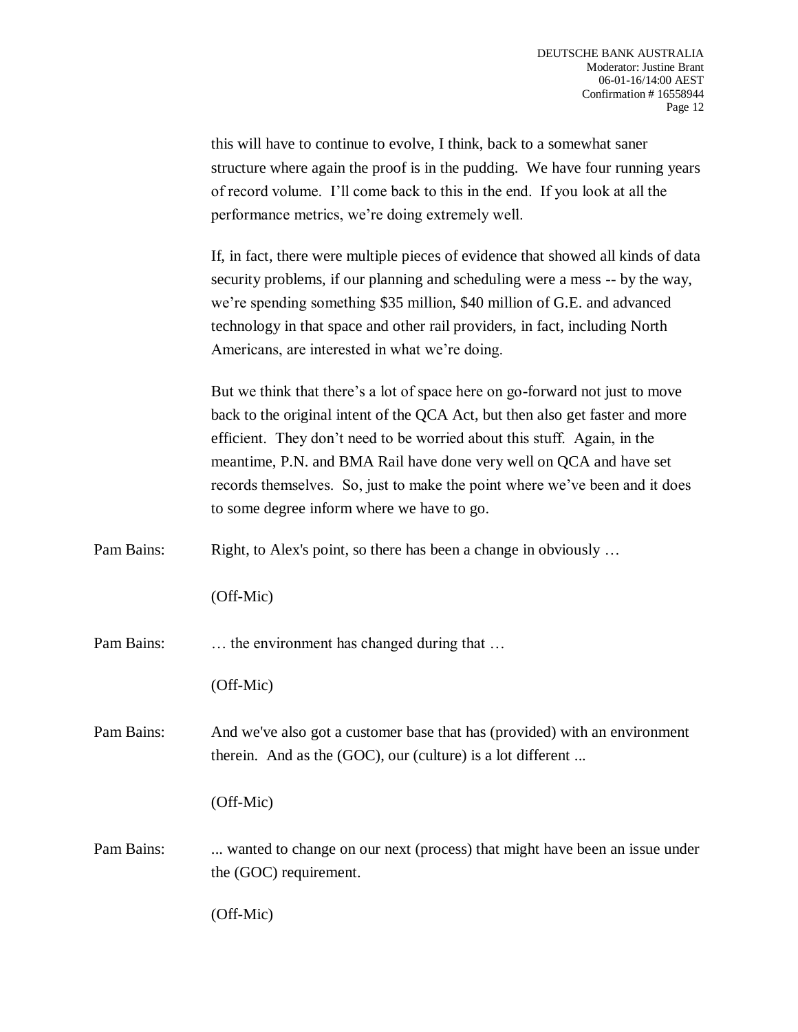this will have to continue to evolve, I think, back to a somewhat saner structure where again the proof is in the pudding. We have four running years of record volume. I'll come back to this in the end. If you look at all the performance metrics, we're doing extremely well.

If, in fact, there were multiple pieces of evidence that showed all kinds of data security problems, if our planning and scheduling were a mess -- by the way, we're spending something $35 million, $40 million of G.E. and advanced technology in that space and other rail providers, in fact, including North Americans, are interested in what we're doing.

But we think that there's a lot of space here on go-forward not just to move back to the original intent of the QCA Act, but then also get faster and more efficient. They don't need to be worried about this stuff. Again, in the meantime, P.N. and BMA Rail have done very well on QCA and have set records themselves. So, just to make the point where we've been and it does to some degree inform where we have to go.

Pam Bains: Right, to Alex's point, so there has been a change in obviously …

(Off-Mic)

Pam Bains: … the environment has changed during that …

(Off-Mic)

Pam Bains: And we've also got a customer base that has (provided) with an environment therein. And as the (GOC), our (culture) is a lot different ...

(Off-Mic)

Pam Bains: ... wanted to change on our next (process) that might have been an issue under the (GOC) requirement.

(Off-Mic)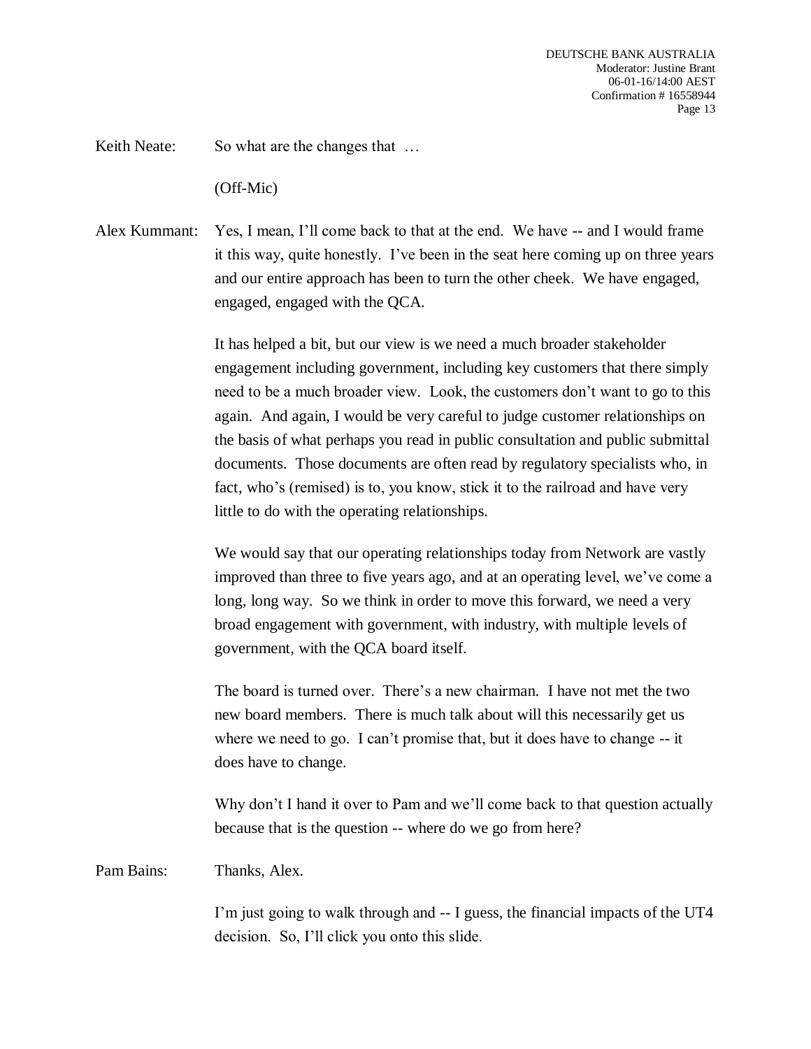Keith Neate: So what are the changes that …

(Off-Mic)

Alex Kummant: Yes, I mean, I'll come back to that at the end. We have -- and I would frame it this way, quite honestly. I've been in the seat here coming up on three years and our entire approach has been to turn the other cheek. We have engaged, engaged, engaged with the QCA.

It has helped a bit, but our view is we need a much broader stakeholder engagement including government, including key customers that there simply need to be a much broader view. Look, the customers don't want to go to this again. And again, I would be very careful to judge customer relationships on the basis of what perhaps you read in public consultation and public submittal documents. Those documents are often read by regulatory specialists who, in fact, who's (remised) is to, you know, stick it to the railroad and have very little to do with the operating relationships.

We would say that our operating relationships today from Network are vastly improved than three to five years ago, and at an operating level, we've come a long, long way. So we think in order to move this forward, we need a very broad engagement with government, with industry, with multiple levels of government, with the QCA board itself.

The board is turned over. There's a new chairman. I have not met the two new board members. There is much talk about will this necessarily get us where we need to go. I can't promise that, but it does have to change -- it does have to change.

Why don't I hand it over to Pam and we'll come back to that question actually because that is the question -- where do we go from here?

Pam Bains: Thanks, Alex.

I'm just going to walk through and -- I guess, the financial impacts of the UT4 decision. So, I'll click you onto this slide.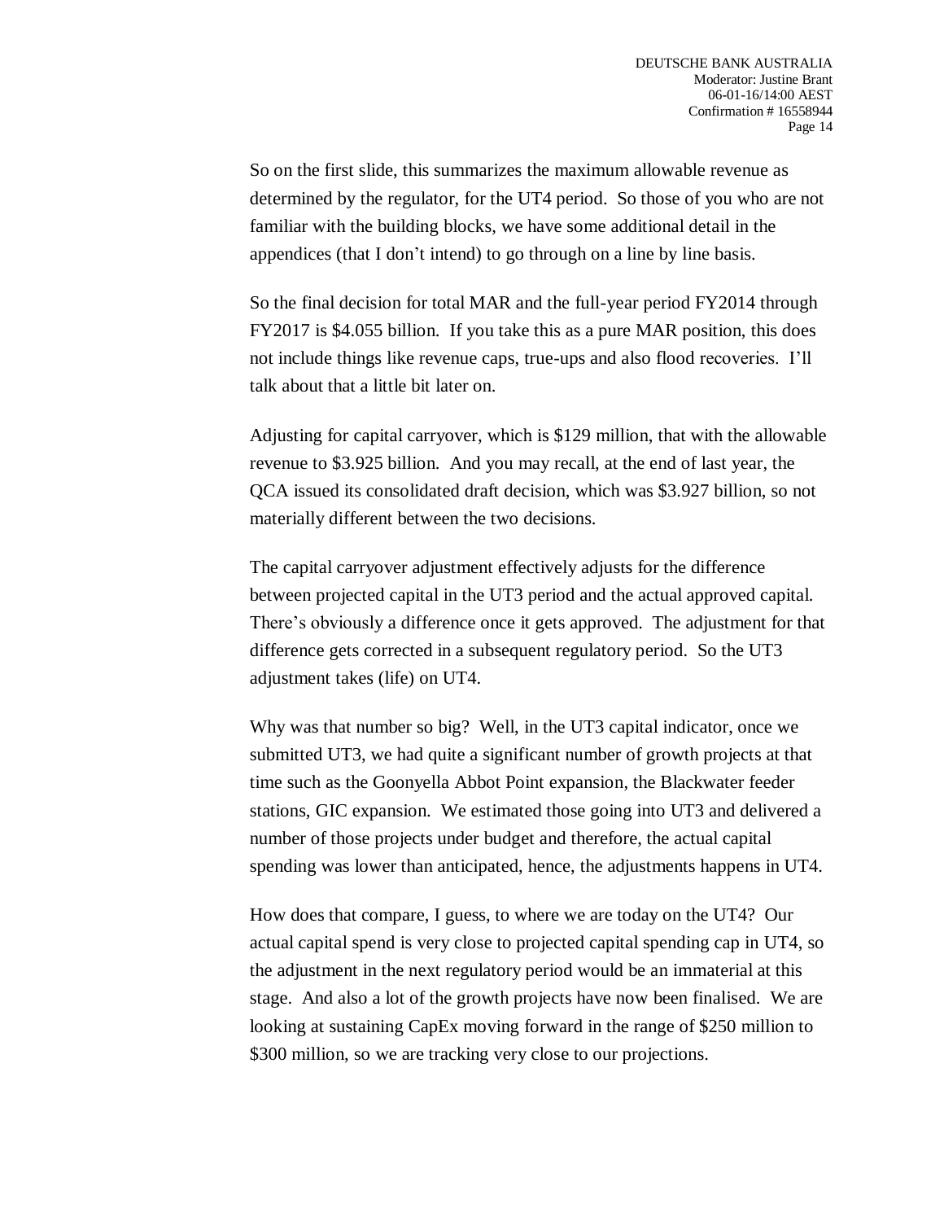So on the first slide, this summarizes the maximum allowable revenue as determined by the regulator, for the UT4 period. So those of you who are not familiar with the building blocks, we have some additional detail in the appendices (that I don't intend) to go through on a line by line basis.

So the final decision for total MAR and the full-year period FY2014 through FY2017 is $4.055 billion. If you take this as a pure MAR position, this does not include things like revenue caps, true-ups and also flood recoveries. I'll talk about that a little bit later on.

Adjusting for capital carryover, which is $129 million, that with the allowable revenue to $3.925 billion. And you may recall, at the end of last year, the QCA issued its consolidated draft decision, which was $3.927 billion, so not materially different between the two decisions.

The capital carryover adjustment effectively adjusts for the difference between projected capital in the UT3 period and the actual approved capital. There's obviously a difference once it gets approved. The adjustment for that difference gets corrected in a subsequent regulatory period. So the UT3 adjustment takes (life) on UT4.

Why was that number so big? Well, in the UT3 capital indicator, once we submitted UT3, we had quite a significant number of growth projects at that time such as the Goonyella Abbot Point expansion, the Blackwater feeder stations, GIC expansion. We estimated those going into UT3 and delivered a number of those projects under budget and therefore, the actual capital spending was lower than anticipated, hence, the adjustments happens in UT4.

How does that compare, I guess, to where we are today on the UT4? Our actual capital spend is very close to projected capital spending cap in UT4, so the adjustment in the next regulatory period would be an immaterial at this stage. And also a lot of the growth projects have now been finalised. We are looking at sustaining CapEx moving forward in the range of $250 million to $300 million, so we are tracking very close to our projections.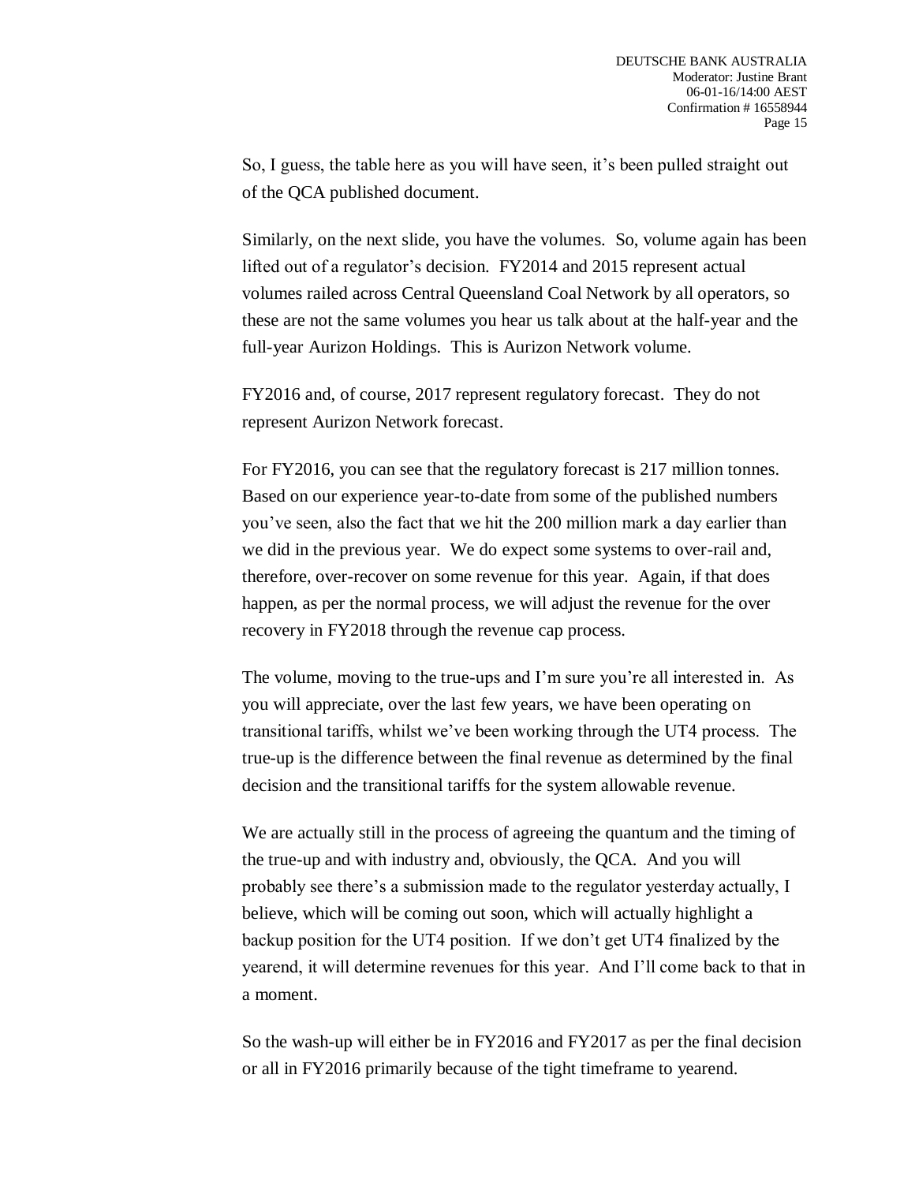So, I guess, the table here as you will have seen, it's been pulled straight out of the QCA published document.

Similarly, on the next slide, you have the volumes. So, volume again has been lifted out of a regulator's decision. FY2014 and 2015 represent actual volumes railed across Central Queensland Coal Network by all operators, so these are not the same volumes you hear us talk about at the half-year and the full-year Aurizon Holdings. This is Aurizon Network volume.

FY2016 and, of course, 2017 represent regulatory forecast. They do not represent Aurizon Network forecast.

For FY2016, you can see that the regulatory forecast is 217 million tonnes. Based on our experience year-to-date from some of the published numbers you've seen, also the fact that we hit the 200 million mark a day earlier than we did in the previous year. We do expect some systems to over-rail and, therefore, over-recover on some revenue for this year. Again, if that does happen, as per the normal process, we will adjust the revenue for the over recovery in FY2018 through the revenue cap process.

The volume, moving to the true-ups and I'm sure you're all interested in. As you will appreciate, over the last few years, we have been operating on transitional tariffs, whilst we've been working through the UT4 process. The true-up is the difference between the final revenue as determined by the final decision and the transitional tariffs for the system allowable revenue.

We are actually still in the process of agreeing the quantum and the timing of the true-up and with industry and, obviously, the QCA. And you will probably see there's a submission made to the regulator yesterday actually, I believe, which will be coming out soon, which will actually highlight a backup position for the UT4 position. If we don't get UT4 finalized by the yearend, it will determine revenues for this year. And I'll come back to that in a moment.

So the wash-up will either be in FY2016 and FY2017 as per the final decision or all in FY2016 primarily because of the tight timeframe to yearend.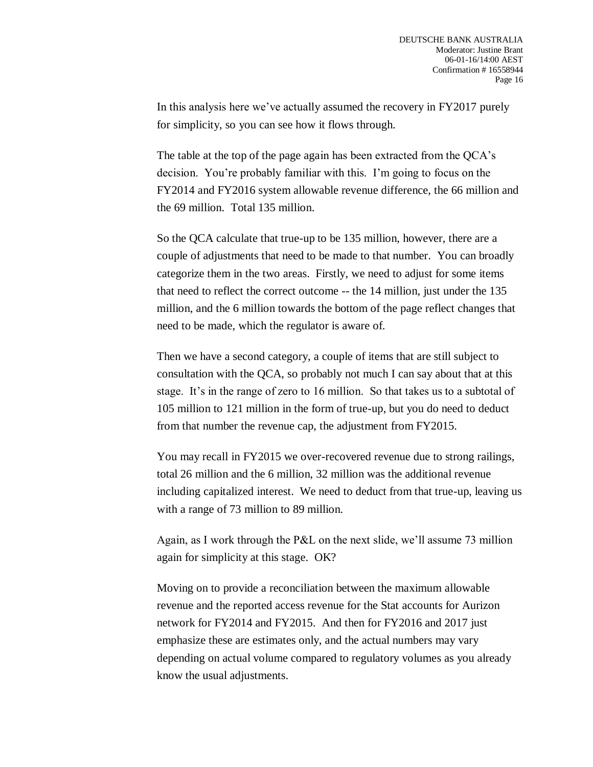In this analysis here we've actually assumed the recovery in FY2017 purely for simplicity, so you can see how it flows through.

The table at the top of the page again has been extracted from the QCA's decision. You're probably familiar with this. I'm going to focus on the FY2014 and FY2016 system allowable revenue difference, the 66 million and the 69 million. Total 135 million.

So the QCA calculate that true-up to be 135 million, however, there are a couple of adjustments that need to be made to that number. You can broadly categorize them in the two areas. Firstly, we need to adjust for some items that need to reflect the correct outcome -- the 14 million, just under the 135 million, and the 6 million towards the bottom of the page reflect changes that need to be made, which the regulator is aware of.

Then we have a second category, a couple of items that are still subject to consultation with the QCA, so probably not much I can say about that at this stage. It's in the range of zero to 16 million. So that takes us to a subtotal of 105 million to 121 million in the form of true-up, but you do need to deduct from that number the revenue cap, the adjustment from FY2015.

You may recall in FY2015 we over-recovered revenue due to strong railings, total 26 million and the 6 million, 32 million was the additional revenue including capitalized interest. We need to deduct from that true-up, leaving us with a range of 73 million to 89 million.

Again, as I work through the P&L on the next slide, we'll assume 73 million again for simplicity at this stage. OK?

Moving on to provide a reconciliation between the maximum allowable revenue and the reported access revenue for the Stat accounts for Aurizon network for FY2014 and FY2015. And then for FY2016 and 2017 just emphasize these are estimates only, and the actual numbers may vary depending on actual volume compared to regulatory volumes as you already know the usual adjustments.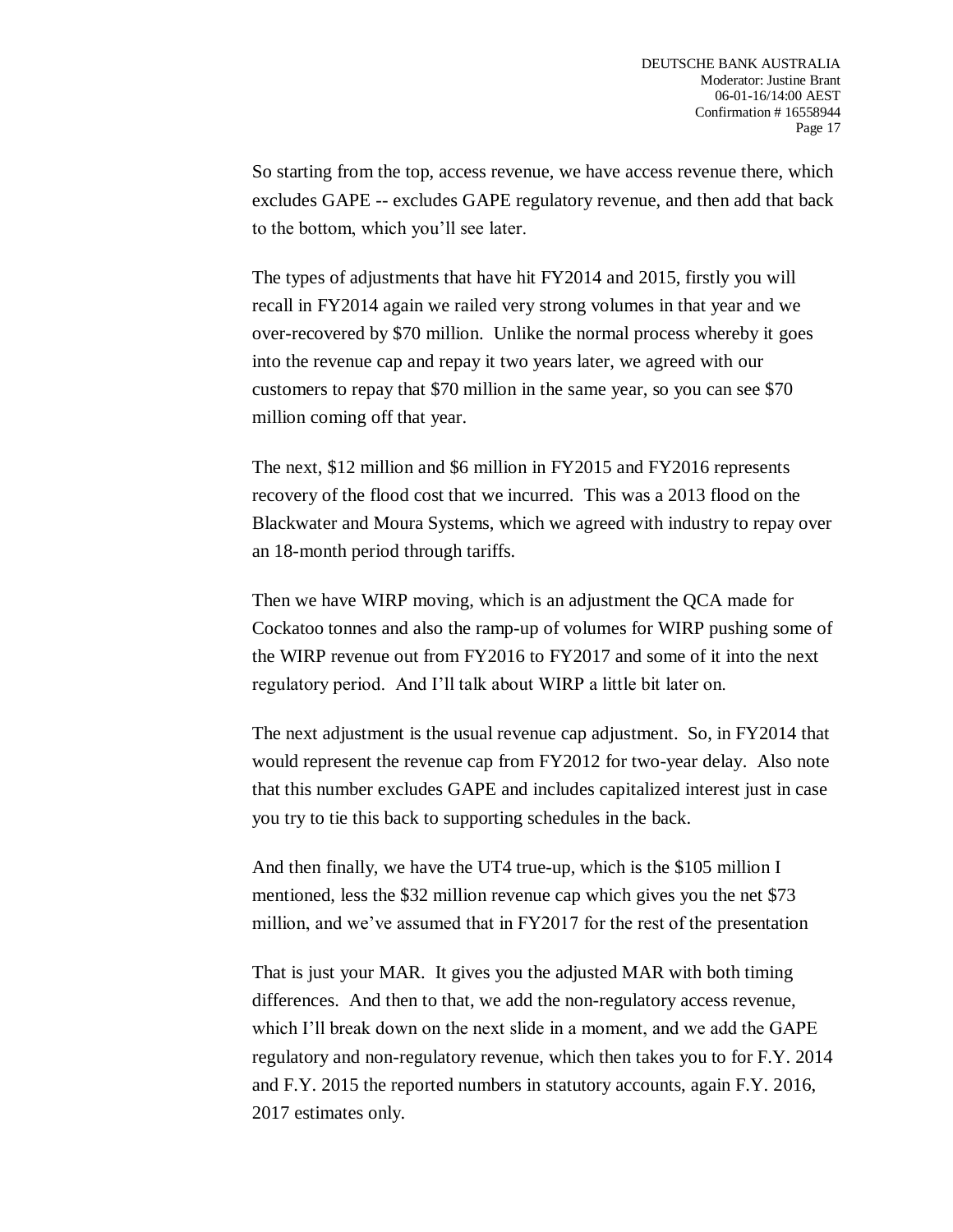So starting from the top, access revenue, we have access revenue there, which excludes GAPE -- excludes GAPE regulatory revenue, and then add that back to the bottom, which you'll see later.

The types of adjustments that have hit FY2014 and 2015, firstly you will recall in FY2014 again we railed very strong volumes in that year and we over-recovered by $70 million. Unlike the normal process whereby it goes into the revenue cap and repay it two years later, we agreed with our customers to repay that $70 million in the same year, so you can see $70 million coming off that year.

The next, $12 million and $6 million in FY2015 and FY2016 represents recovery of the flood cost that we incurred. This was a 2013 flood on the Blackwater and Moura Systems, which we agreed with industry to repay over an 18-month period through tariffs.

Then we have WIRP moving, which is an adjustment the QCA made for Cockatoo tonnes and also the ramp-up of volumes for WIRP pushing some of the WIRP revenue out from FY2016 to FY2017 and some of it into the next regulatory period. And I'll talk about WIRP a little bit later on.

The next adjustment is the usual revenue cap adjustment. So, in FY2014 that would represent the revenue cap from FY2012 for two-year delay. Also note that this number excludes GAPE and includes capitalized interest just in case you try to tie this back to supporting schedules in the back.

And then finally, we have the UT4 true-up, which is the $105 million I mentioned, less the $32 million revenue cap which gives you the net $73 million, and we've assumed that in FY2017 for the rest of the presentation

That is just your MAR. It gives you the adjusted MAR with both timing differences. And then to that, we add the non-regulatory access revenue, which I'll break down on the next slide in a moment, and we add the GAPE regulatory and non-regulatory revenue, which then takes you to for F.Y. 2014 and F.Y. 2015 the reported numbers in statutory accounts, again F.Y. 2016, 2017 estimates only.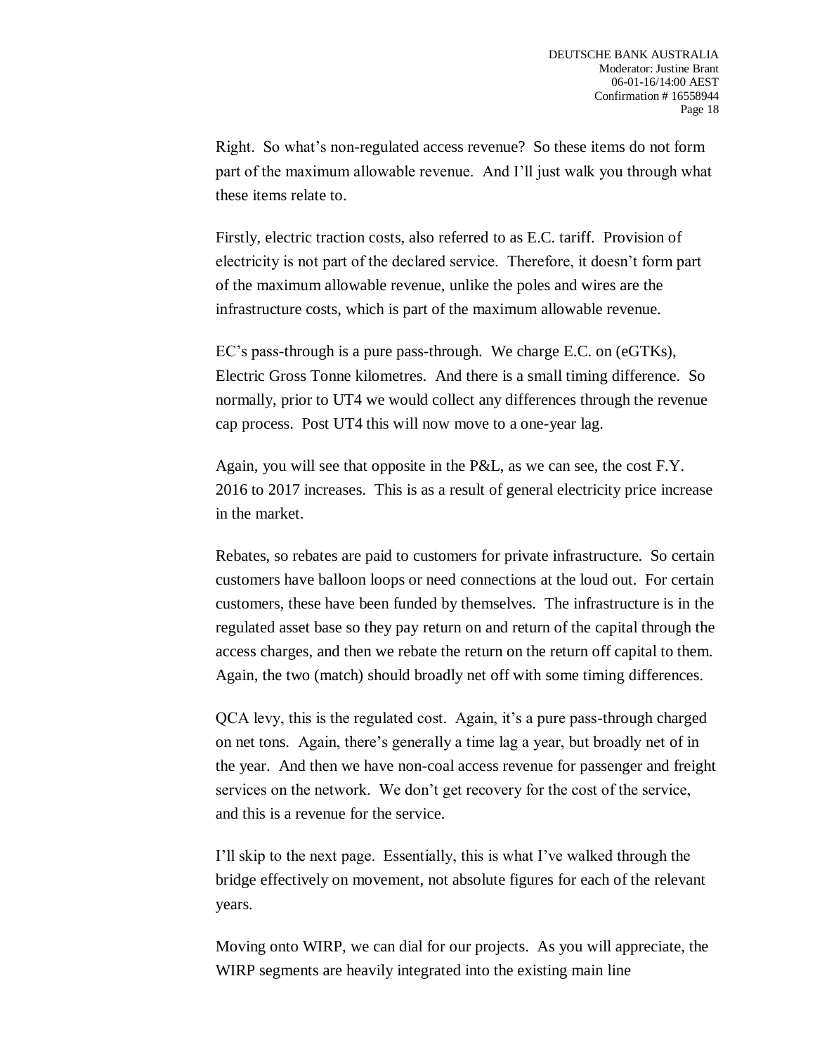Right. So what's non-regulated access revenue? So these items do not form part of the maximum allowable revenue. And I'll just walk you through what these items relate to.

Firstly, electric traction costs, also referred to as E.C. tariff. Provision of electricity is not part of the declared service. Therefore, it doesn't form part of the maximum allowable revenue, unlike the poles and wires are the infrastructure costs, which is part of the maximum allowable revenue.

EC's pass-through is a pure pass-through. We charge E.C. on (eGTKs), Electric Gross Tonne kilometres. And there is a small timing difference. So normally, prior to UT4 we would collect any differences through the revenue cap process. Post UT4 this will now move to a one-year lag.

Again, you will see that opposite in the P&L, as we can see, the cost F.Y. 2016 to 2017 increases. This is as a result of general electricity price increase in the market.

Rebates, so rebates are paid to customers for private infrastructure. So certain customers have balloon loops or need connections at the loud out. For certain customers, these have been funded by themselves. The infrastructure is in the regulated asset base so they pay return on and return of the capital through the access charges, and then we rebate the return on the return off capital to them. Again, the two (match) should broadly net off with some timing differences.

QCA levy, this is the regulated cost. Again, it's a pure pass-through charged on net tons. Again, there's generally a time lag a year, but broadly net of in the year. And then we have non-coal access revenue for passenger and freight services on the network. We don't get recovery for the cost of the service, and this is a revenue for the service.

I'll skip to the next page. Essentially, this is what I've walked through the bridge effectively on movement, not absolute figures for each of the relevant years.

Moving onto WIRP, we can dial for our projects. As you will appreciate, the WIRP segments are heavily integrated into the existing main line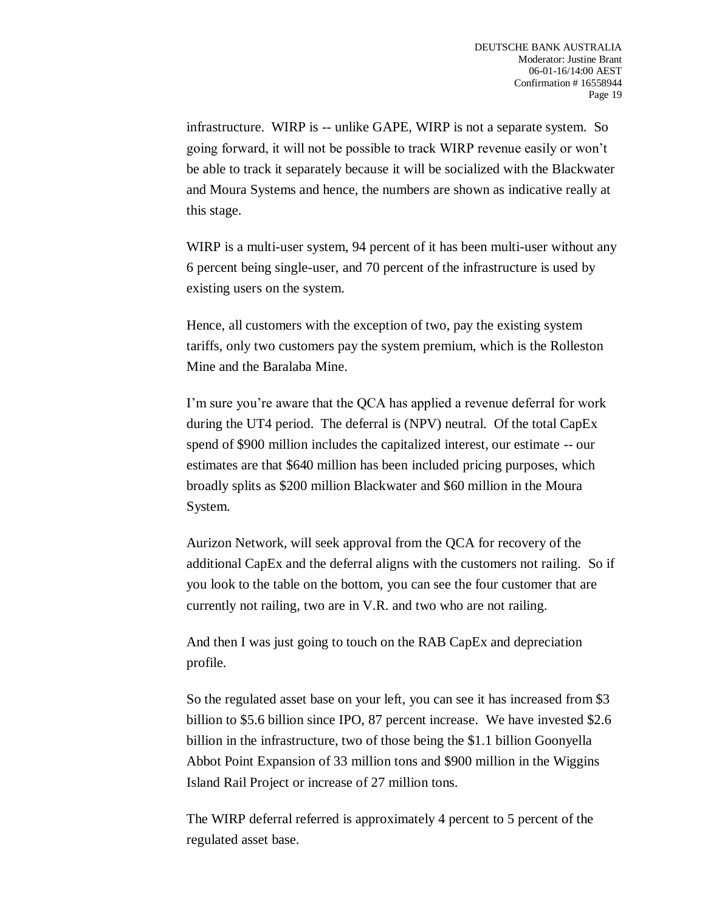infrastructure. WIRP is -- unlike GAPE, WIRP is not a separate system. So going forward, it will not be possible to track WIRP revenue easily or won't be able to track it separately because it will be socialized with the Blackwater and Moura Systems and hence, the numbers are shown as indicative really at this stage.

WIRP is a multi-user system, 94 percent of it has been multi-user without any 6 percent being single-user, and 70 percent of the infrastructure is used by existing users on the system.

Hence, all customers with the exception of two, pay the existing system tariffs, only two customers pay the system premium, which is the Rolleston Mine and the Baralaba Mine.

I'm sure you're aware that the QCA has applied a revenue deferral for work during the UT4 period. The deferral is (NPV) neutral. Of the total CapEx spend of $900 million includes the capitalized interest, our estimate -- our estimates are that $640 million has been included pricing purposes, which broadly splits as $200 million Blackwater and $60 million in the Moura System.

Aurizon Network, will seek approval from the QCA for recovery of the additional CapEx and the deferral aligns with the customers not railing. So if you look to the table on the bottom, you can see the four customer that are currently not railing, two are in V.R. and two who are not railing.

And then I was just going to touch on the RAB CapEx and depreciation profile.

So the regulated asset base on your left, you can see it has increased from $3 billion to $5.6 billion since IPO, 87 percent increase. We have invested $2.6 billion in the infrastructure, two of those being the $1.1 billion Goonyella Abbot Point Expansion of 33 million tons and $900 million in the Wiggins Island Rail Project or increase of 27 million tons.

The WIRP deferral referred is approximately 4 percent to 5 percent of the regulated asset base.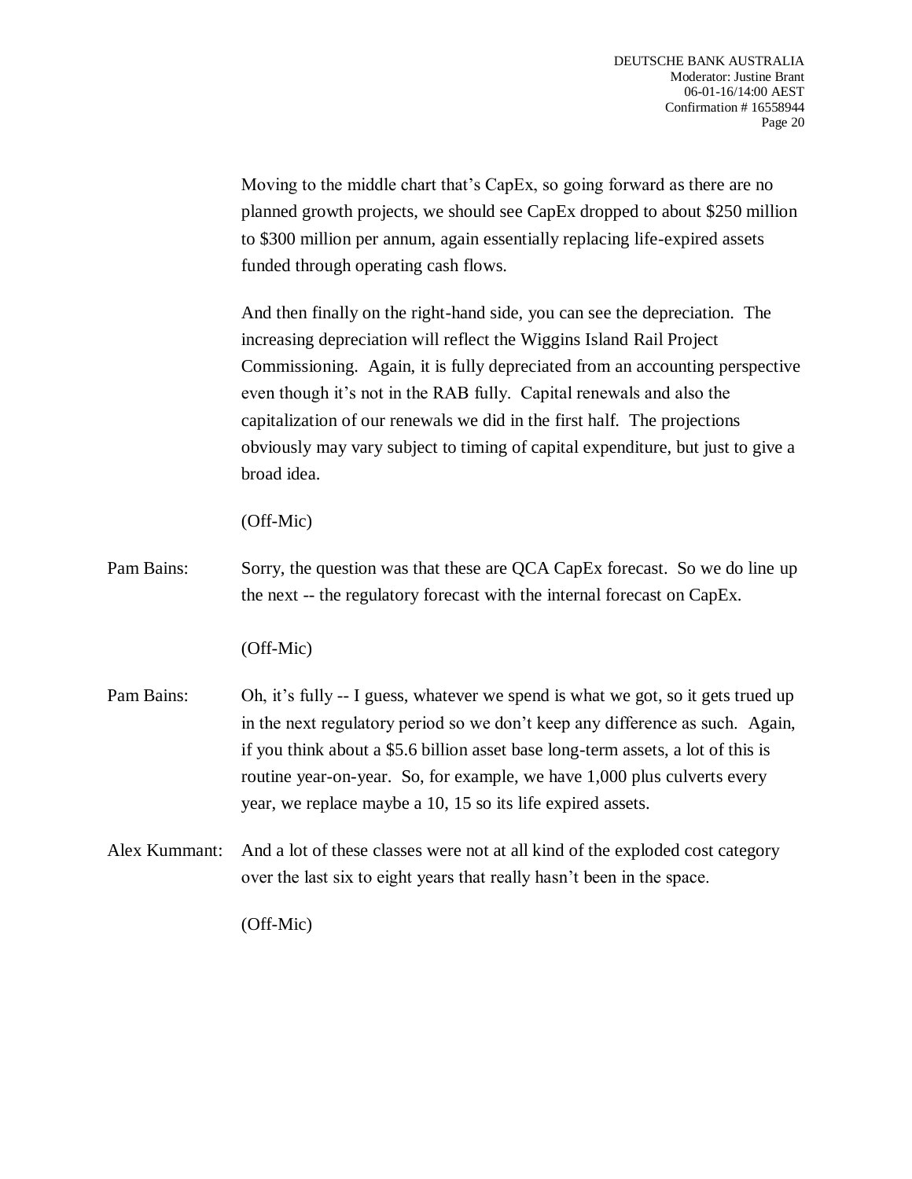Moving to the middle chart that's CapEx, so going forward as there are no planned growth projects, we should see CapEx dropped to about $250 million to $300 million per annum, again essentially replacing life-expired assets funded through operating cash flows.

And then finally on the right-hand side, you can see the depreciation. The increasing depreciation will reflect the Wiggins Island Rail Project Commissioning. Again, it is fully depreciated from an accounting perspective even though it's not in the RAB fully. Capital renewals and also the capitalization of our renewals we did in the first half. The projections obviously may vary subject to timing of capital expenditure, but just to give a broad idea.

(Off-Mic)

Pam Bains: Sorry, the question was that these are QCA CapEx forecast. So we do line up the next -- the regulatory forecast with the internal forecast on CapEx.

(Off-Mic)

Pam Bains: Oh, it's fully -- I guess, whatever we spend is what we got, so it gets trued up in the next regulatory period so we don't keep any difference as such. Again, if you think about a $5.6 billion asset base long-term assets, a lot of this is routine year-on-year. So, for example, we have 1,000 plus culverts every year, we replace maybe a 10, 15 so its life expired assets.

Alex Kummant: And a lot of these classes were not at all kind of the exploded cost category over the last six to eight years that really hasn't been in the space.

(Off-Mic)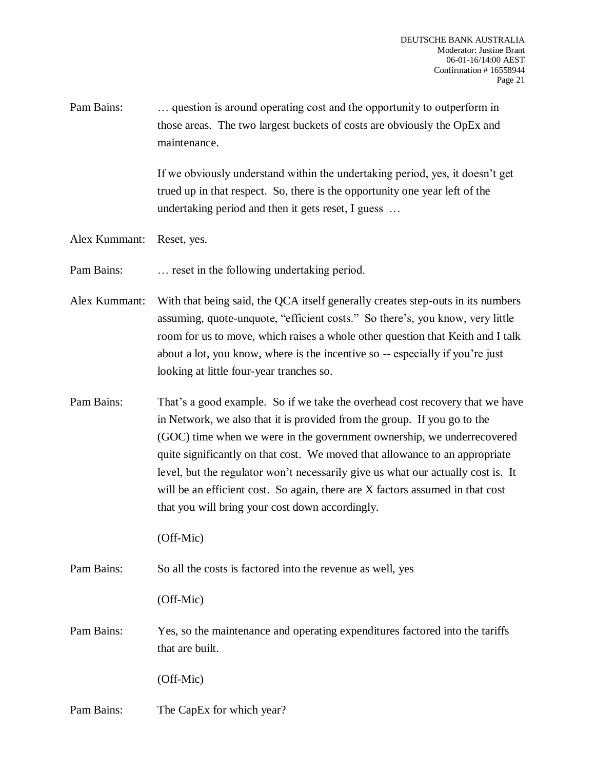Pam Bains: … question is around operating cost and the opportunity to outperform in those areas. The two largest buckets of costs are obviously the OpEx and maintenance.

If we obviously understand within the undertaking period, yes, it doesn't get trued up in that respect. So, there is the opportunity one year left of the undertaking period and then it gets reset, I guess …

Alex Kummant: Reset, yes.

Pam Bains: … reset in the following undertaking period.

Alex Kummant: With that being said, the QCA itself generally creates step-outs in its numbers assuming, quote-unquote, "efficient costs." So there's, you know, very little room for us to move, which raises a whole other question that Keith and I talk about a lot, you know, where is the incentive so -- especially if you're just looking at little four-year tranches so.

Pam Bains: That's a good example. So if we take the overhead cost recovery that we have in Network, we also that it is provided from the group. If you go to the (GOC) time when we were in the government ownership, we underrecovered quite significantly on that cost. We moved that allowance to an appropriate level, but the regulator won't necessarily give us what our actually cost is. It will be an efficient cost. So again, there are X factors assumed in that cost that you will bring your cost down accordingly.

(Off-Mic)

Pam Bains: So all the costs is factored into the revenue as well, yes

(Off-Mic)

Pam Bains: Yes, so the maintenance and operating expenditures factored into the tariffs that are built.

(Off-Mic)

Pam Bains: The CapEx for which year?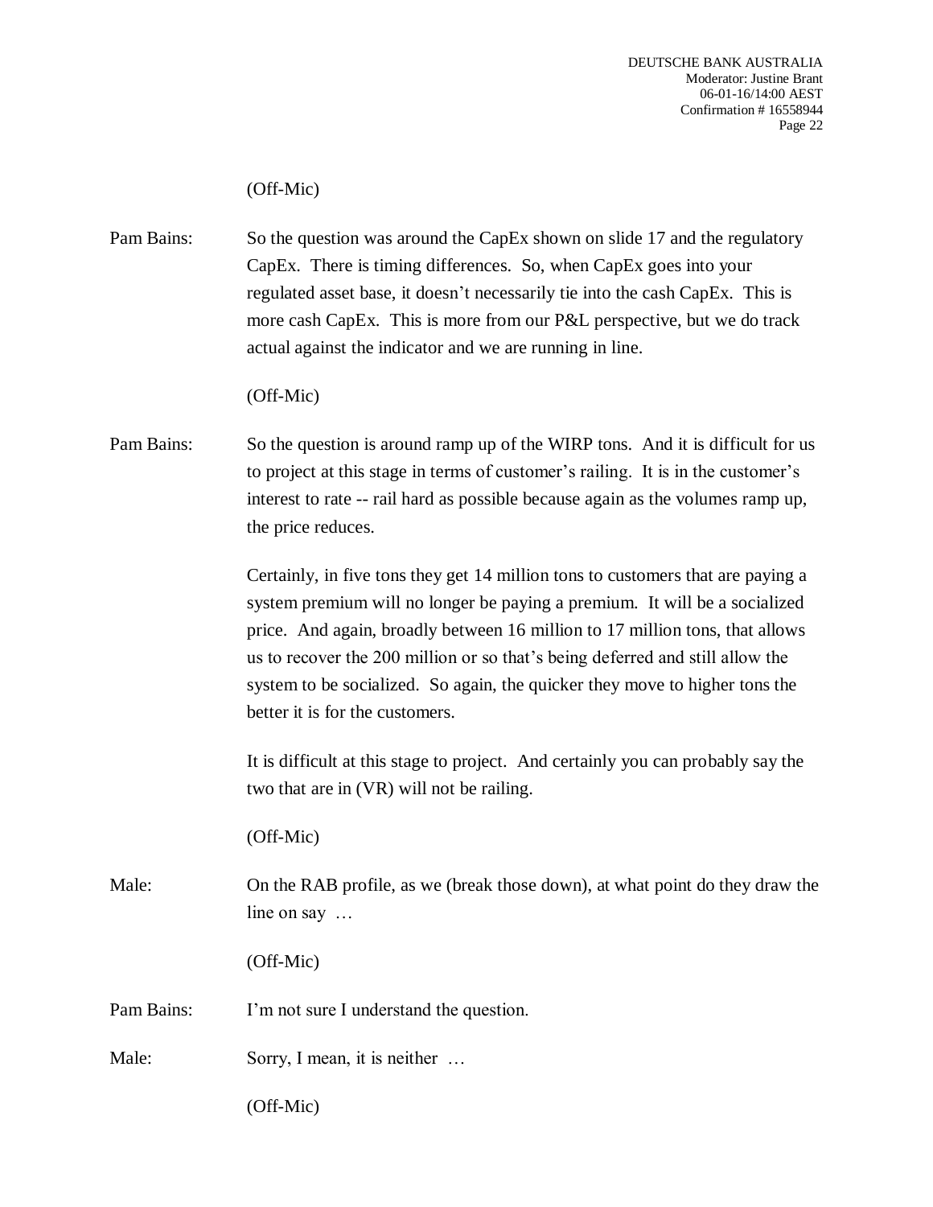(Off-Mic)

Pam Bains: So the question was around the CapEx shown on slide 17 and the regulatory CapEx. There is timing differences. So, when CapEx goes into your regulated asset base, it doesn't necessarily tie into the cash CapEx. This is more cash CapEx. This is more from our P&L perspective, but we do track actual against the indicator and we are running in line.

(Off-Mic)

Pam Bains: So the question is around ramp up of the WIRP tons. And it is difficult for us to project at this stage in terms of customer's railing. It is in the customer's interest to rate -- rail hard as possible because again as the volumes ramp up, the price reduces.

Certainly, in five tons they get 14 million tons to customers that are paying a system premium will no longer be paying a premium. It will be a socialized price. And again, broadly between 16 million to 17 million tons, that allows us to recover the 200 million or so that's being deferred and still allow the system to be socialized. So again, the quicker they move to higher tons the better it is for the customers.

It is difficult at this stage to project. And certainly you can probably say the two that are in (VR) will not be railing.

(Off-Mic)

Male: On the RAB profile, as we (break those down), at what point do they draw the line on say …

(Off-Mic)

Pam Bains: I'm not sure I understand the question.

Male: Sorry, I mean, it is neither …

(Off-Mic)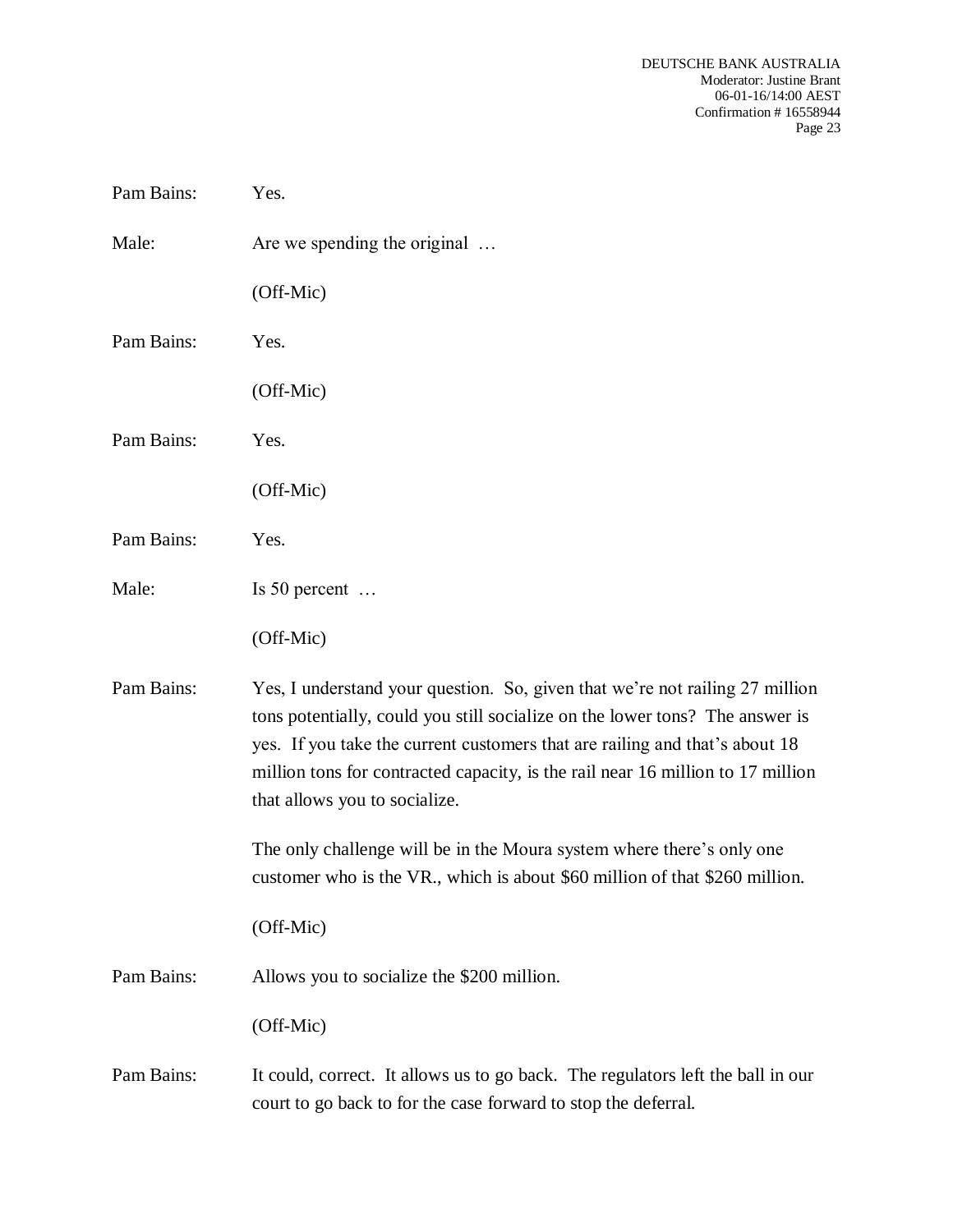Pam Bains: Yes.

Male: Are we spending the original …

(Off-Mic)

Pam Bains: Yes.

(Off-Mic)

Pam Bains: Yes.

(Off-Mic)

Pam Bains: Yes.

Male: Is 50 percent …

(Off-Mic)

Pam Bains: Yes, I understand your question. So, given that we're not railing 27 million tons potentially, could you still socialize on the lower tons? The answer is yes. If you take the current customers that are railing and that's about 18 million tons for contracted capacity, is the rail near 16 million to 17 million that allows you to socialize.

The only challenge will be in the Moura system where there's only one customer who is the VR., which is about $60 million of that $260 million.

(Off-Mic)

Pam Bains: Allows you to socialize the $200 million.

(Off-Mic)

Pam Bains: It could, correct. It allows us to go back. The regulators left the ball in our court to go back to for the case forward to stop the deferral.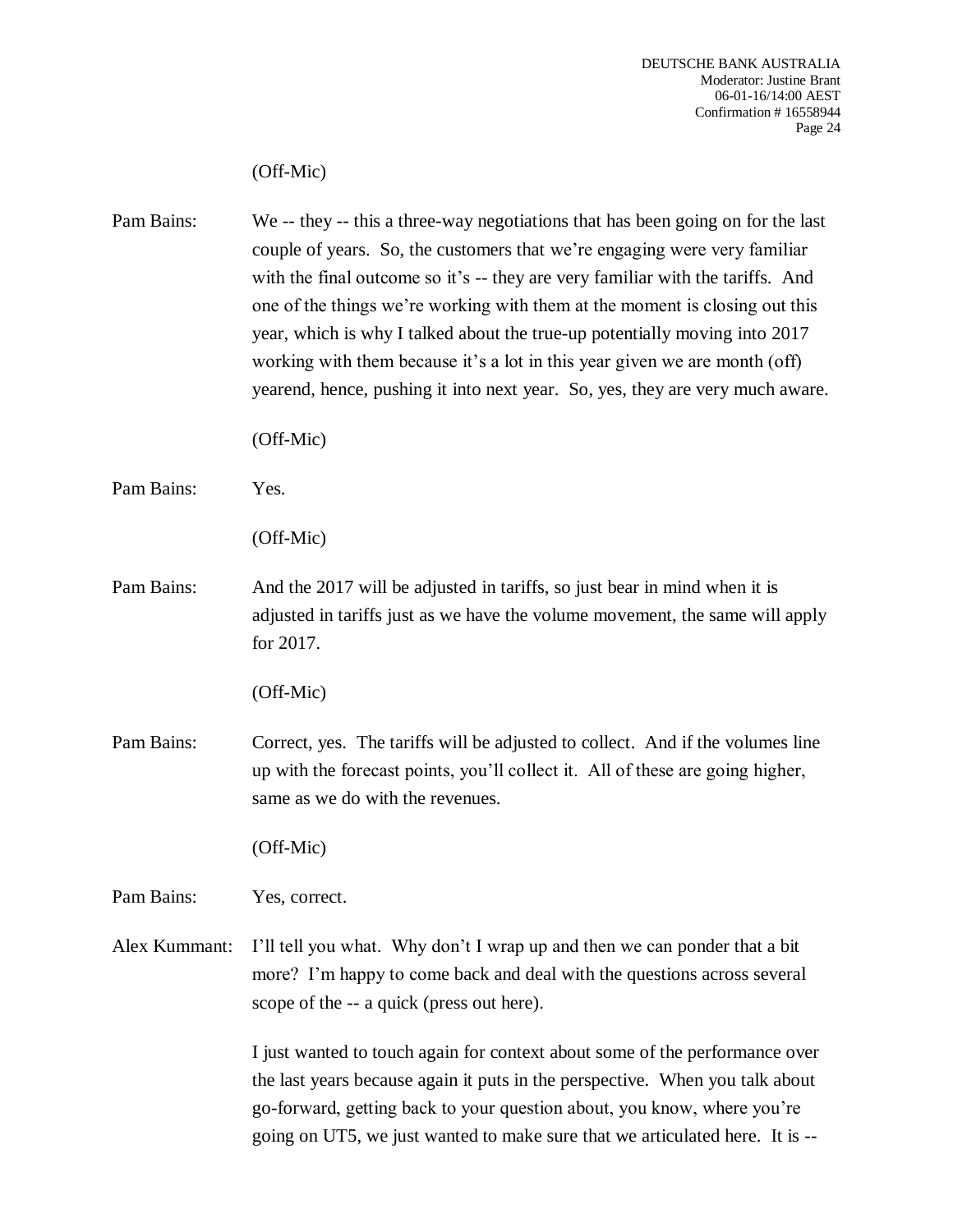(Off-Mic)

Pam Bains: We -- they -- this a three-way negotiations that has been going on for the last couple of years. So, the customers that we're engaging were very familiar with the final outcome so it's -- they are very familiar with the tariffs. And one of the things we're working with them at the moment is closing out this year, which is why I talked about the true-up potentially moving into 2017 working with them because it's a lot in this year given we are month (off) yearend, hence, pushing it into next year. So, yes, they are very much aware.

(Off-Mic)

Pam Bains: Yes.

(Off-Mic)

Pam Bains: And the 2017 will be adjusted in tariffs, so just bear in mind when it is adjusted in tariffs just as we have the volume movement, the same will apply for 2017.

(Off-Mic)

Pam Bains: Correct, yes. The tariffs will be adjusted to collect. And if the volumes line up with the forecast points, you'll collect it. All of these are going higher, same as we do with the revenues.

(Off-Mic)

Pam Bains: Yes, correct.

Alex Kummant: I'll tell you what. Why don't I wrap up and then we can ponder that a bit more? I'm happy to come back and deal with the questions across several scope of the -- a quick (press out here).

I just wanted to touch again for context about some of the performance over the last years because again it puts in the perspective. When you talk about go-forward, getting back to your question about, you know, where you're going on UT5, we just wanted to make sure that we articulated here. It is --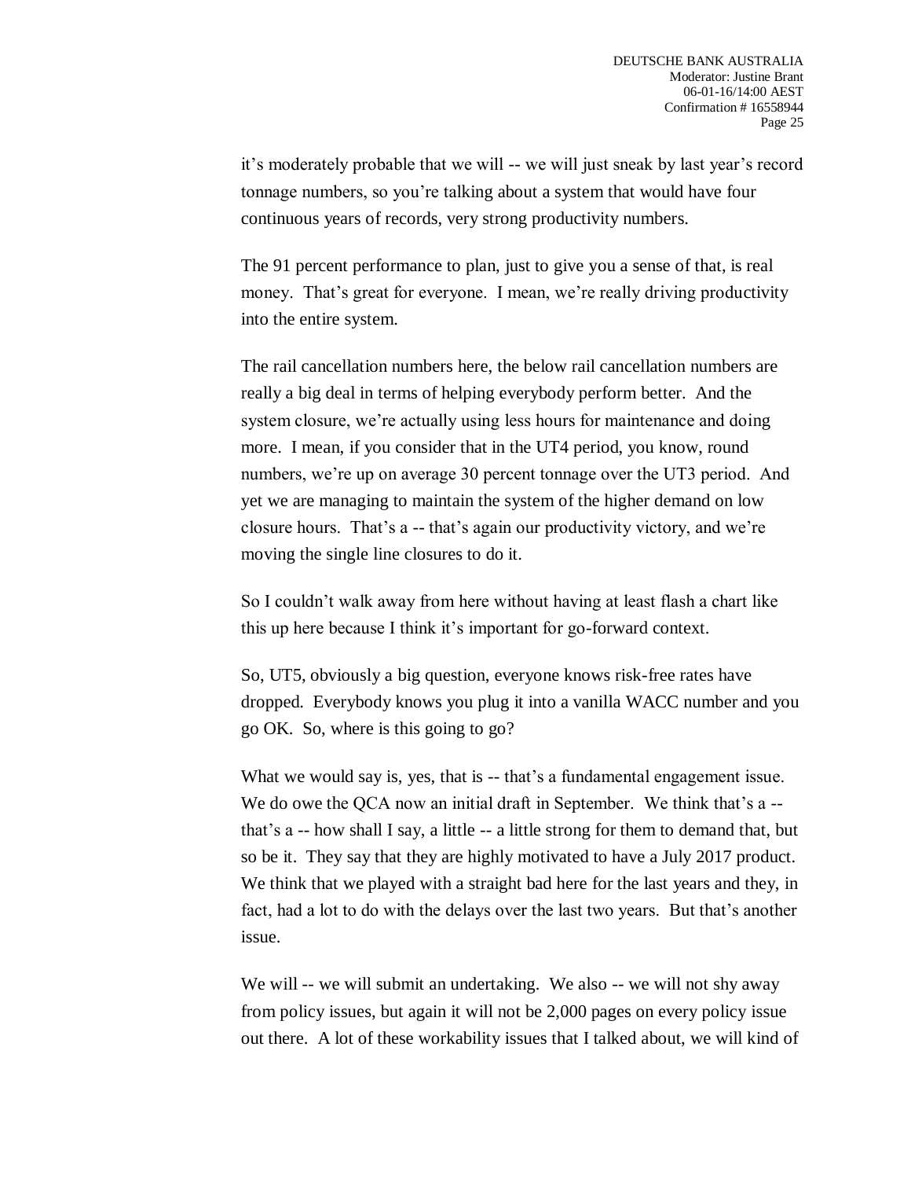it’s moderately probable that we will -- we will just sneak by last year’s record tonnage numbers, so you’re talking about a system that would have four continuous years of records, very strong productivity numbers.

The 91 percent performance to plan, just to give you a sense of that, is real money. That’s great for everyone. I mean, we’re really driving productivity into the entire system.

The rail cancellation numbers here, the below rail cancellation numbers are really a big deal in terms of helping everybody perform better. And the system closure, we’re actually using less hours for maintenance and doing more. I mean, if you consider that in the UT4 period, you know, round numbers, we’re up on average 30 percent tonnage over the UT3 period. And yet we are managing to maintain the system of the higher demand on low closure hours. That’s a -- that’s again our productivity victory, and we’re moving the single line closures to do it.

So I couldn’t walk away from here without having at least flash a chart like this up here because I think it’s important for go-forward context.

So, UT5, obviously a big question, everyone knows risk-free rates have dropped. Everybody knows you plug it into a vanilla WACC number and you go OK. So, where is this going to go?

What we would say is, yes, that is -- that’s a fundamental engagement issue. We do owe the QCA now an initial draft in September. We think that’s a -- that’s a -- how shall I say, a little -- a little strong for them to demand that, but so be it. They say that they are highly motivated to have a July 2017 product. We think that we played with a straight bad here for the last years and they, in fact, had a lot to do with the delays over the last two years. But that’s another issue.

We will -- we will submit an undertaking. We also -- we will not shy away from policy issues, but again it will not be 2,000 pages on every policy issue out there. A lot of these workability issues that I talked about, we will kind of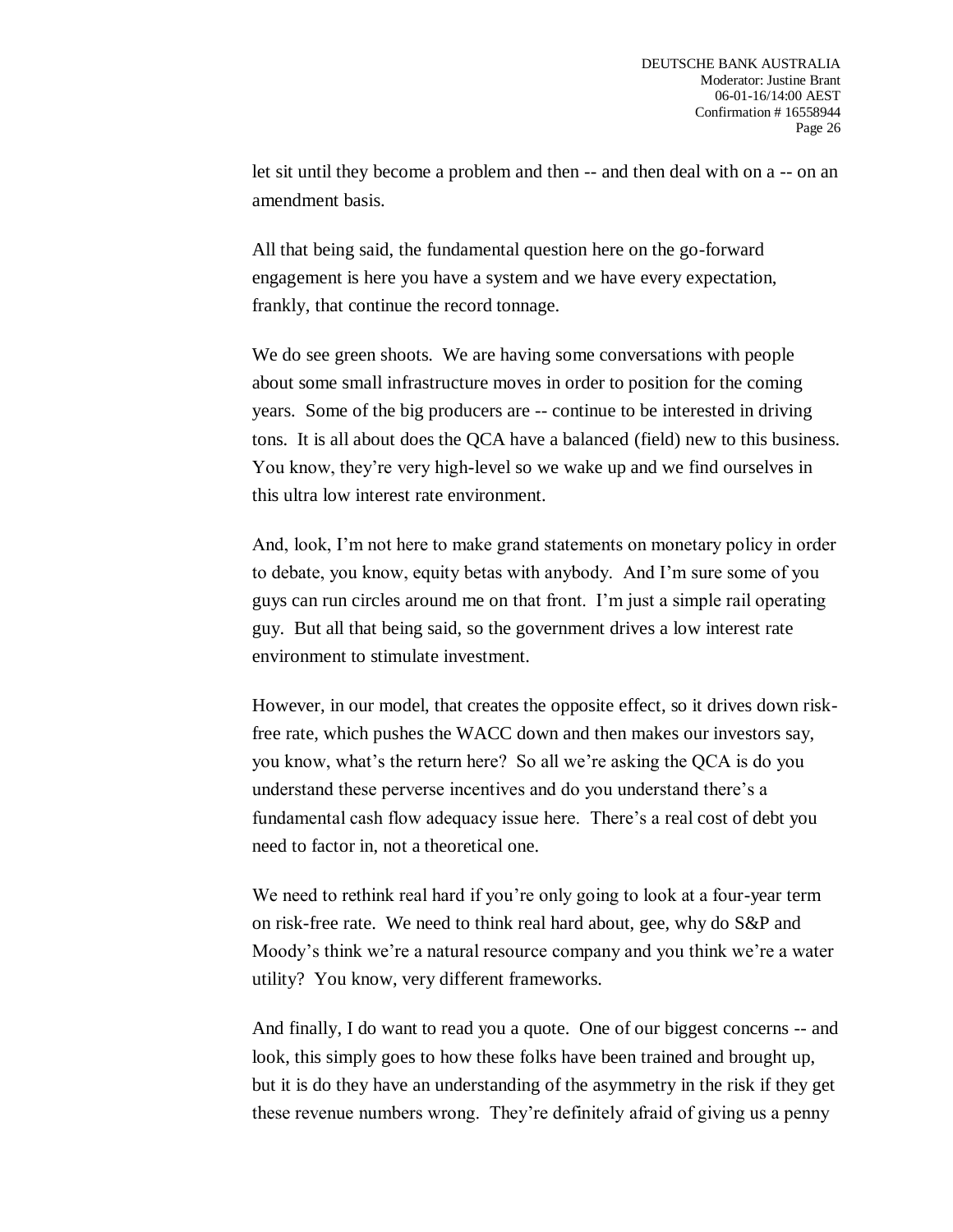let sit until they become a problem and then -- and then deal with on a -- on an amendment basis.

All that being said, the fundamental question here on the go-forward engagement is here you have a system and we have every expectation, frankly, that continue the record tonnage.

We do see green shoots. We are having some conversations with people about some small infrastructure moves in order to position for the coming years. Some of the big producers are -- continue to be interested in driving tons. It is all about does the QCA have a balanced (field) new to this business. You know, they're very high-level so we wake up and we find ourselves in this ultra low interest rate environment.

And, look, I'm not here to make grand statements on monetary policy in order to debate, you know, equity betas with anybody. And I'm sure some of you guys can run circles around me on that front. I'm just a simple rail operating guy. But all that being said, so the government drives a low interest rate environment to stimulate investment.

However, in our model, that creates the opposite effect, so it drives down risk-free rate, which pushes the WACC down and then makes our investors say, you know, what's the return here? So all we're asking the QCA is do you understand these perverse incentives and do you understand there's a fundamental cash flow adequacy issue here. There's a real cost of debt you need to factor in, not a theoretical one.

We need to rethink real hard if you're only going to look at a four-year term on risk-free rate. We need to think real hard about, gee, why do S&P and Moody's think we're a natural resource company and you think we're a water utility? You know, very different frameworks.

And finally, I do want to read you a quote. One of our biggest concerns -- and look, this simply goes to how these folks have been trained and brought up, but it is do they have an understanding of the asymmetry in the risk if they get these revenue numbers wrong. They're definitely afraid of giving us a penny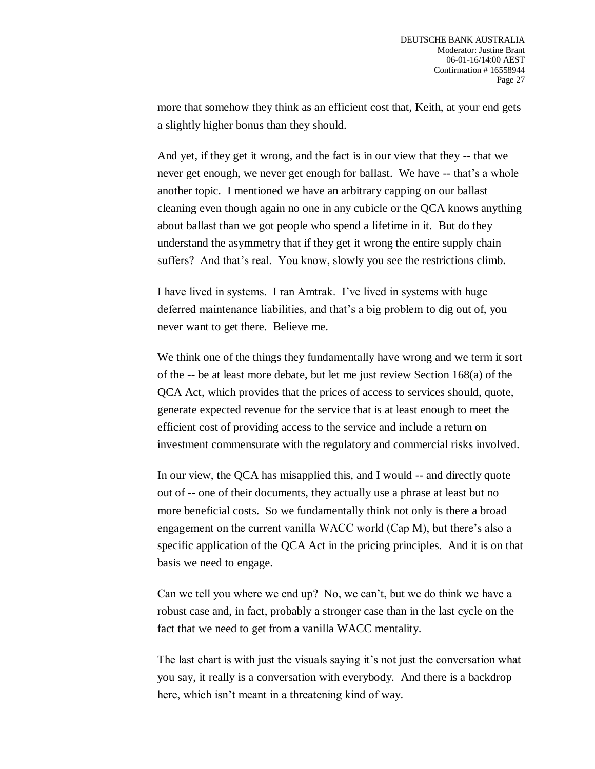more that somehow they think as an efficient cost that, Keith, at your end gets a slightly higher bonus than they should.

And yet, if they get it wrong, and the fact is in our view that they -- that we never get enough, we never get enough for ballast. We have -- that's a whole another topic. I mentioned we have an arbitrary capping on our ballast cleaning even though again no one in any cubicle or the QCA knows anything about ballast than we got people who spend a lifetime in it. But do they understand the asymmetry that if they get it wrong the entire supply chain suffers? And that's real. You know, slowly you see the restrictions climb.

I have lived in systems. I ran Amtrak. I've lived in systems with huge deferred maintenance liabilities, and that's a big problem to dig out of, you never want to get there. Believe me.

We think one of the things they fundamentally have wrong and we term it sort of the -- be at least more debate, but let me just review Section 168(a) of the QCA Act, which provides that the prices of access to services should, quote, generate expected revenue for the service that is at least enough to meet the efficient cost of providing access to the service and include a return on investment commensurate with the regulatory and commercial risks involved.

In our view, the QCA has misapplied this, and I would -- and directly quote out of -- one of their documents, they actually use a phrase at least but no more beneficial costs. So we fundamentally think not only is there a broad engagement on the current vanilla WACC world (Cap M), but there's also a specific application of the QCA Act in the pricing principles. And it is on that basis we need to engage.

Can we tell you where we end up? No, we can't, but we do think we have a robust case and, in fact, probably a stronger case than in the last cycle on the fact that we need to get from a vanilla WACC mentality.

The last chart is with just the visuals saying it's not just the conversation what you say, it really is a conversation with everybody. And there is a backdrop here, which isn't meant in a threatening kind of way.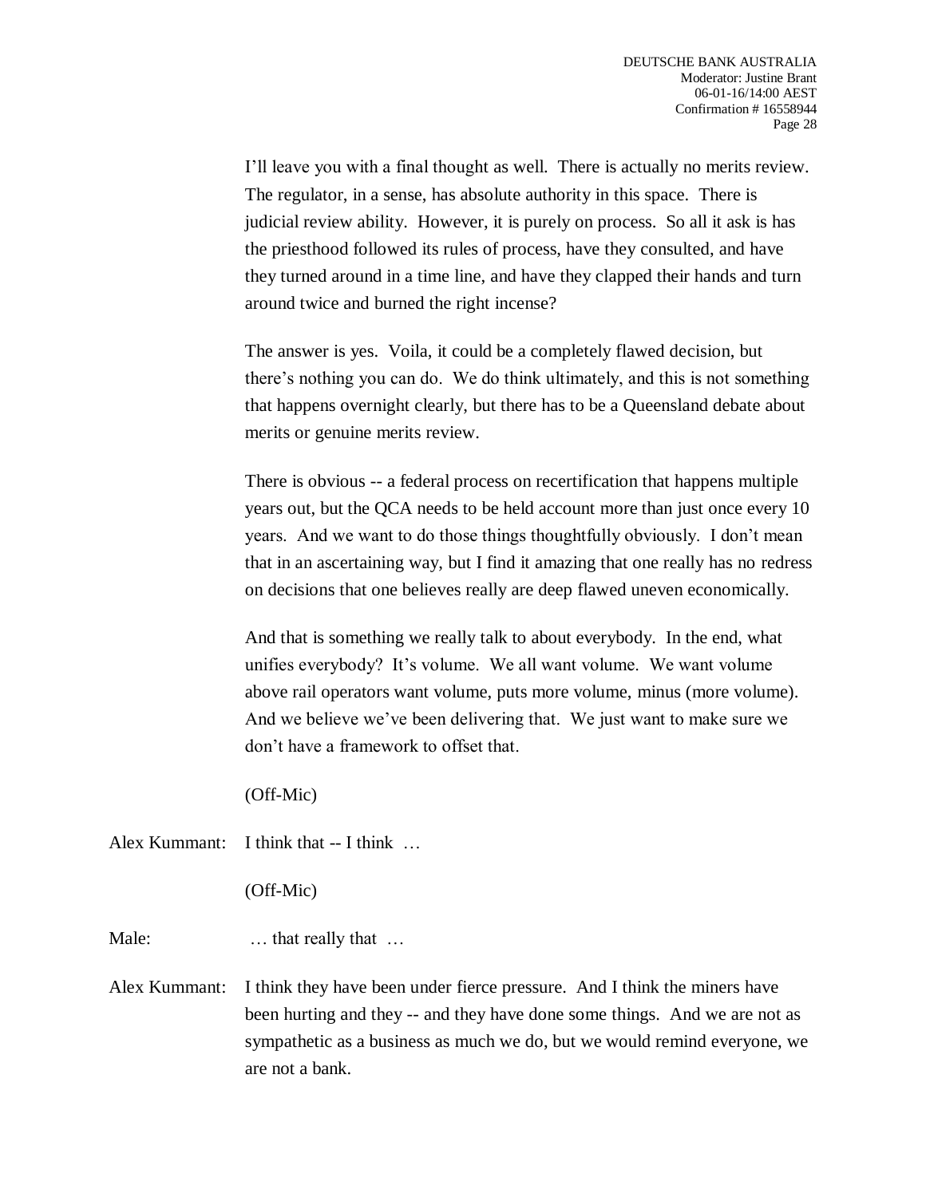I'll leave you with a final thought as well. There is actually no merits review. The regulator, in a sense, has absolute authority in this space. There is judicial review ability. However, it is purely on process. So all it ask is has the priesthood followed its rules of process, have they consulted, and have they turned around in a time line, and have they clapped their hands and turn around twice and burned the right incense?

The answer is yes. Voila, it could be a completely flawed decision, but there's nothing you can do. We do think ultimately, and this is not something that happens overnight clearly, but there has to be a Queensland debate about merits or genuine merits review.

There is obvious -- a federal process on recertification that happens multiple years out, but the QCA needs to be held account more than just once every 10 years. And we want to do those things thoughtfully obviously. I don't mean that in an ascertaining way, but I find it amazing that one really has no redress on decisions that one believes really are deep flawed uneven economically.

And that is something we really talk to about everybody. In the end, what unifies everybody? It's volume. We all want volume. We want volume above rail operators want volume, puts more volume, minus (more volume). And we believe we've been delivering that. We just want to make sure we don't have a framework to offset that.

(Off-Mic)

Alex Kummant: I think that -- I think …

(Off-Mic)

Male: … that really that …

Alex Kummant: I think they have been under fierce pressure. And I think the miners have been hurting and they -- and they have done some things. And we are not as sympathetic as a business as much we do, but we would remind everyone, we are not a bank.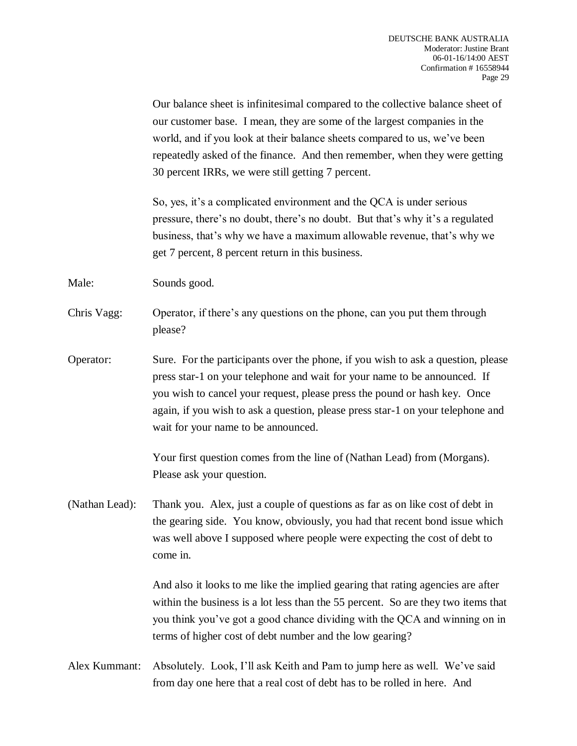Our balance sheet is infinitesimal compared to the collective balance sheet of our customer base. I mean, they are some of the largest companies in the world, and if you look at their balance sheets compared to us, we've been repeatedly asked of the finance. And then remember, when they were getting 30 percent IRRs, we were still getting 7 percent.

So, yes, it's a complicated environment and the QCA is under serious pressure, there's no doubt, there's no doubt. But that's why it's a regulated business, that's why we have a maximum allowable revenue, that's why we get 7 percent, 8 percent return in this business.

Male: Sounds good.

Chris Vagg: Operator, if there's any questions on the phone, can you put them through please?

Operator: Sure. For the participants over the phone, if you wish to ask a question, please press star-1 on your telephone and wait for your name to be announced. If you wish to cancel your request, please press the pound or hash key. Once again, if you wish to ask a question, please press star-1 on your telephone and wait for your name to be announced.

Your first question comes from the line of (Nathan Lead) from (Morgans). Please ask your question.

(Nathan Lead): Thank you. Alex, just a couple of questions as far as on like cost of debt in the gearing side. You know, obviously, you had that recent bond issue which was well above I supposed where people were expecting the cost of debt to come in.

And also it looks to me like the implied gearing that rating agencies are after within the business is a lot less than the 55 percent. So are they two items that you think you've got a good chance dividing with the QCA and winning on in terms of higher cost of debt number and the low gearing?

Alex Kummant: Absolutely. Look, I'll ask Keith and Pam to jump here as well. We've said from day one here that a real cost of debt has to be rolled in here. And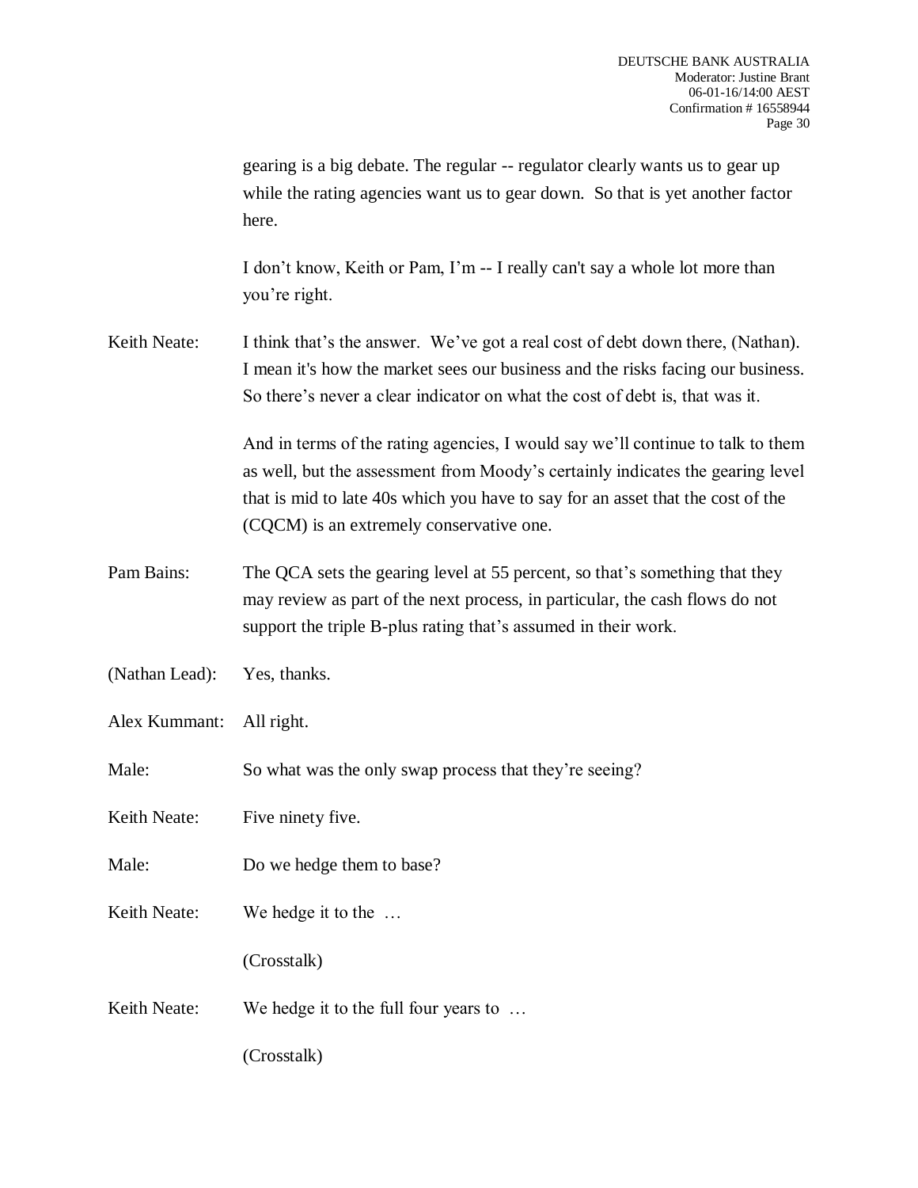gearing is a big debate. The regular -- regulator clearly wants us to gear up while the rating agencies want us to gear down. So that is yet another factor here.

I don't know, Keith or Pam, I'm -- I really can't say a whole lot more than you're right.

Keith Neate: I think that's the answer. We've got a real cost of debt down there, (Nathan). I mean it's how the market sees our business and the risks facing our business. So there's never a clear indicator on what the cost of debt is, that was it.

And in terms of the rating agencies, I would say we'll continue to talk to them as well, but the assessment from Moody's certainly indicates the gearing level that is mid to late 40s which you have to say for an asset that the cost of the (CQCM) is an extremely conservative one.

Pam Bains: The QCA sets the gearing level at 55 percent, so that's something that they may review as part of the next process, in particular, the cash flows do not support the triple B-plus rating that's assumed in their work.

(Nathan Lead): Yes, thanks.

Alex Kummant: All right.

Male: So what was the only swap process that they're seeing?

Keith Neate: Five ninety five.

Male: Do we hedge them to base?

Keith Neate: We hedge it to the …

(Crosstalk)

Keith Neate: We hedge it to the full four years to …

(Crosstalk)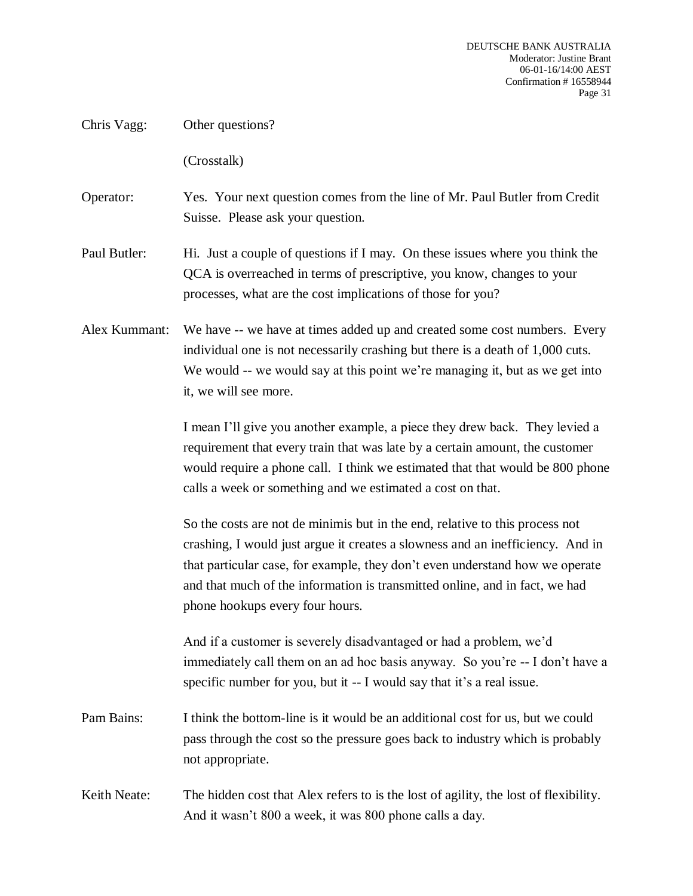**Chris Vagg:** Other questions?

(Crosstalk)

**Operator:** Yes. Your next question comes from the line of Mr. Paul Butler from Credit Suisse. Please ask your question.

**Paul Butler:** Hi. Just a couple of questions if I may. On these issues where you think the QCA is overreached in terms of prescriptive, you know, changes to your processes, what are the cost implications of those for you?

**Alex Kummant:** We have -- we have at times added up and created some cost numbers. Every individual one is not necessarily crashing but there is a death of 1,000 cuts. We would -- we would say at this point we're managing it, but as we get into it, we will see more.

I mean I'll give you another example, a piece they drew back. They levied a requirement that every train that was late by a certain amount, the customer would require a phone call. I think we estimated that that would be 800 phone calls a week or something and we estimated a cost on that.

So the costs are not de minimis but in the end, relative to this process not crashing, I would just argue it creates a slowness and an inefficiency. And in that particular case, for example, they don't even understand how we operate and that much of the information is transmitted online, and in fact, we had phone hookups every four hours.

And if a customer is severely disadvantaged or had a problem, we'd immediately call them on an ad hoc basis anyway. So you're -- I don't have a specific number for you, but it -- I would say that it's a real issue.

**Pam Bains:** I think the bottom-line is it would be an additional cost for us, but we could pass through the cost so the pressure goes back to industry which is probably not appropriate.

**Keith Neate:** The hidden cost that Alex refers to is the lost of agility, the lost of flexibility. And it wasn't 800 a week, it was 800 phone calls a day.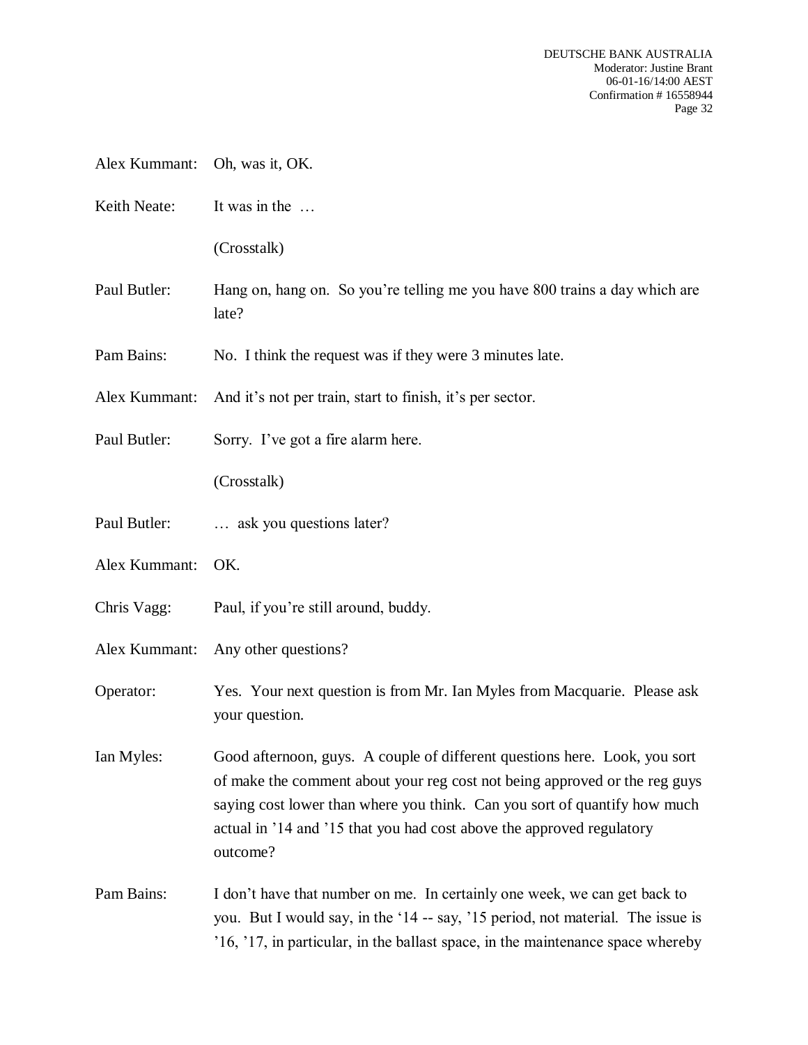Alex Kummant: Oh, was it, OK.

Keith Neate: It was in the …

(Crosstalk)

Paul Butler: Hang on, hang on. So you're telling me you have 800 trains a day which are late?

Pam Bains: No. I think the request was if they were 3 minutes late.

Alex Kummant: And it's not per train, start to finish, it's per sector.

Paul Butler: Sorry. I've got a fire alarm here.

(Crosstalk)

Paul Butler: … ask you questions later?

Alex Kummant: OK.

Chris Vagg: Paul, if you're still around, buddy.

Alex Kummant: Any other questions?

Operator: Yes. Your next question is from Mr. Ian Myles from Macquarie. Please ask your question.

Ian Myles: Good afternoon, guys. A couple of different questions here. Look, you sort of make the comment about your reg cost not being approved or the reg guys saying cost lower than where you think. Can you sort of quantify how much actual in '14 and '15 that you had cost above the approved regulatory outcome?

Pam Bains: I don't have that number on me. In certainly one week, we can get back to you. But I would say, in the '14 -- say, '15 period, not material. The issue is '16, '17, in particular, in the ballast space, in the maintenance space whereby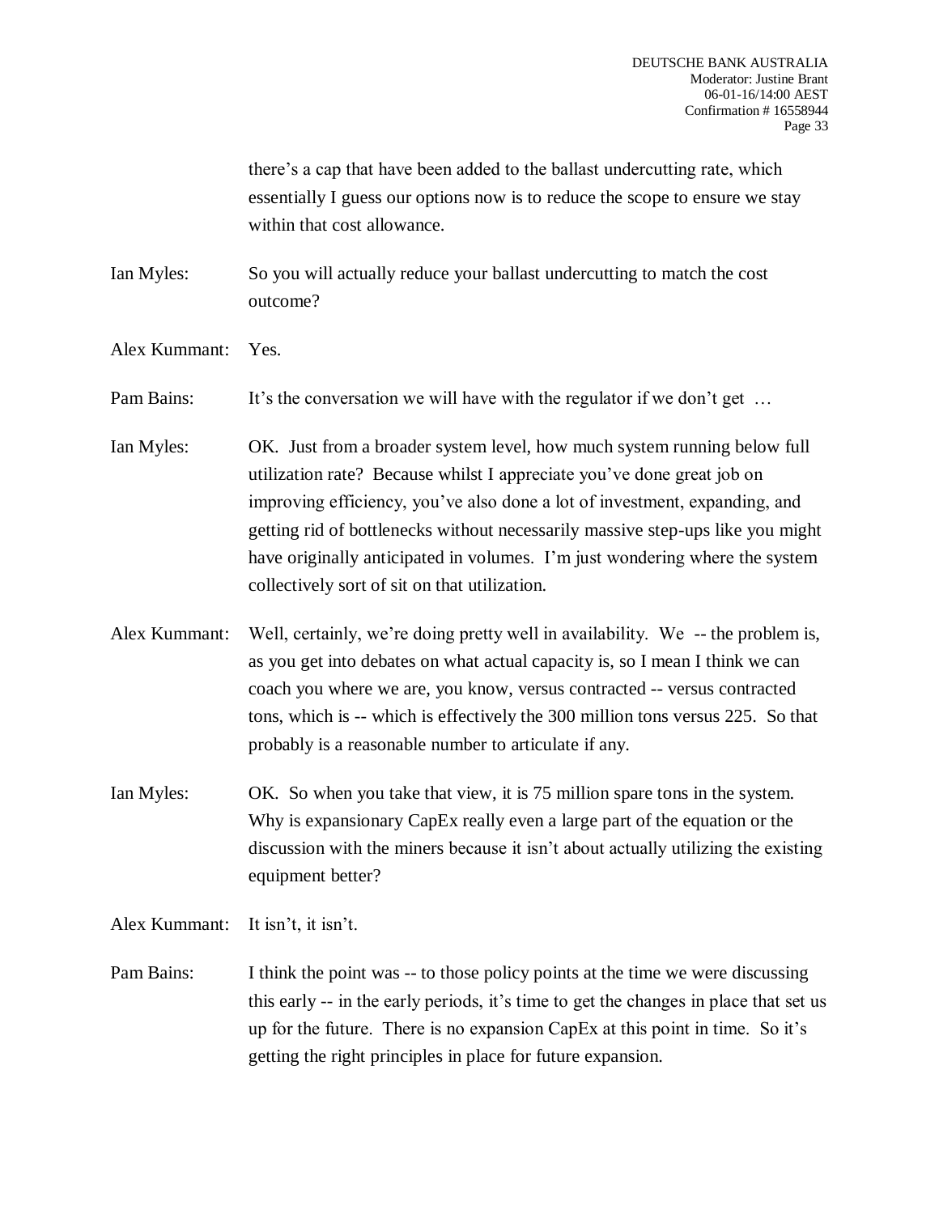there's a cap that have been added to the ballast undercutting rate, which essentially I guess our options now is to reduce the scope to ensure we stay within that cost allowance.

Ian Myles: So you will actually reduce your ballast undercutting to match the cost outcome?

Alex Kummant: Yes.

Pam Bains: It's the conversation we will have with the regulator if we don't get …

Ian Myles: OK. Just from a broader system level, how much system running below full utilization rate? Because whilst I appreciate you've done great job on improving efficiency, you've also done a lot of investment, expanding, and getting rid of bottlenecks without necessarily massive step-ups like you might have originally anticipated in volumes. I'm just wondering where the system collectively sort of sit on that utilization.

Alex Kummant: Well, certainly, we're doing pretty well in availability. We -- the problem is, as you get into debates on what actual capacity is, so I mean I think we can coach you where we are, you know, versus contracted -- versus contracted tons, which is -- which is effectively the 300 million tons versus 225. So that probably is a reasonable number to articulate if any.

Ian Myles: OK. So when you take that view, it is 75 million spare tons in the system. Why is expansionary CapEx really even a large part of the equation or the discussion with the miners because it isn't about actually utilizing the existing equipment better?

Alex Kummant: It isn't, it isn't.

Pam Bains: I think the point was -- to those policy points at the time we were discussing this early -- in the early periods, it's time to get the changes in place that set us up for the future. There is no expansion CapEx at this point in time. So it's getting the right principles in place for future expansion.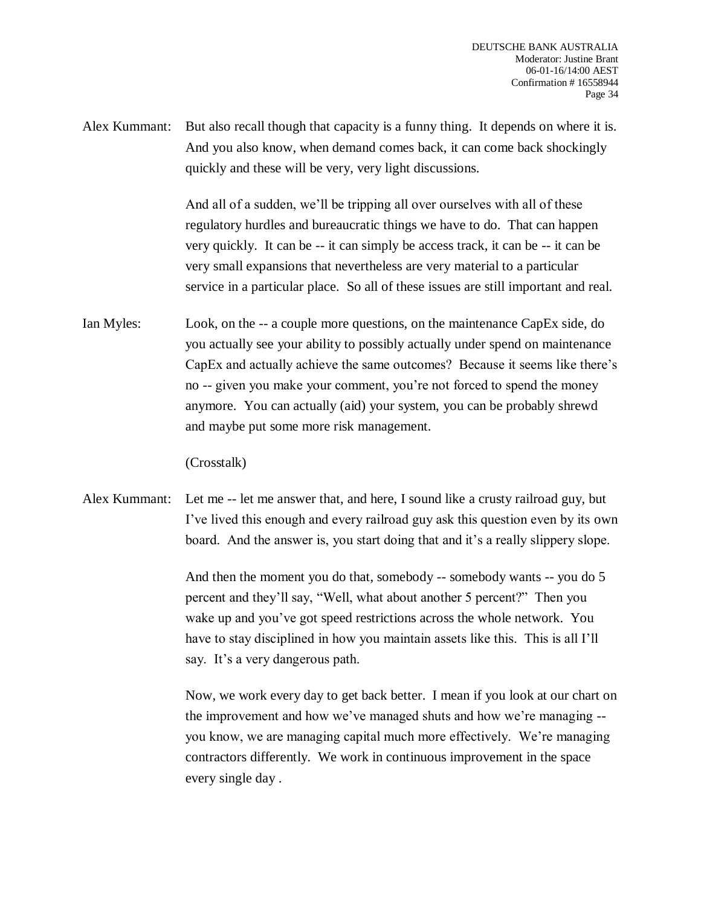Alex Kummant: But also recall though that capacity is a funny thing. It depends on where it is. And you also know, when demand comes back, it can come back shockingly quickly and these will be very, very light discussions.

And all of a sudden, we'll be tripping all over ourselves with all of these regulatory hurdles and bureaucratic things we have to do. That can happen very quickly. It can be -- it can simply be access track, it can be -- it can be very small expansions that nevertheless are very material to a particular service in a particular place. So all of these issues are still important and real.

Ian Myles: Look, on the -- a couple more questions, on the maintenance CapEx side, do you actually see your ability to possibly actually under spend on maintenance CapEx and actually achieve the same outcomes? Because it seems like there's no -- given you make your comment, you're not forced to spend the money anymore. You can actually (aid) your system, you can be probably shrewd and maybe put some more risk management.

(Crosstalk)

Alex Kummant: Let me -- let me answer that, and here, I sound like a crusty railroad guy, but I've lived this enough and every railroad guy ask this question even by its own board. And the answer is, you start doing that and it's a really slippery slope.

And then the moment you do that, somebody -- somebody wants -- you do 5 percent and they'll say, "Well, what about another 5 percent?" Then you wake up and you've got speed restrictions across the whole network. You have to stay disciplined in how you maintain assets like this. This is all I'll say. It's a very dangerous path.

Now, we work every day to get back better. I mean if you look at our chart on the improvement and how we've managed shuts and how we're managing -- you know, we are managing capital much more effectively. We're managing contractors differently. We work in continuous improvement in the space every single day .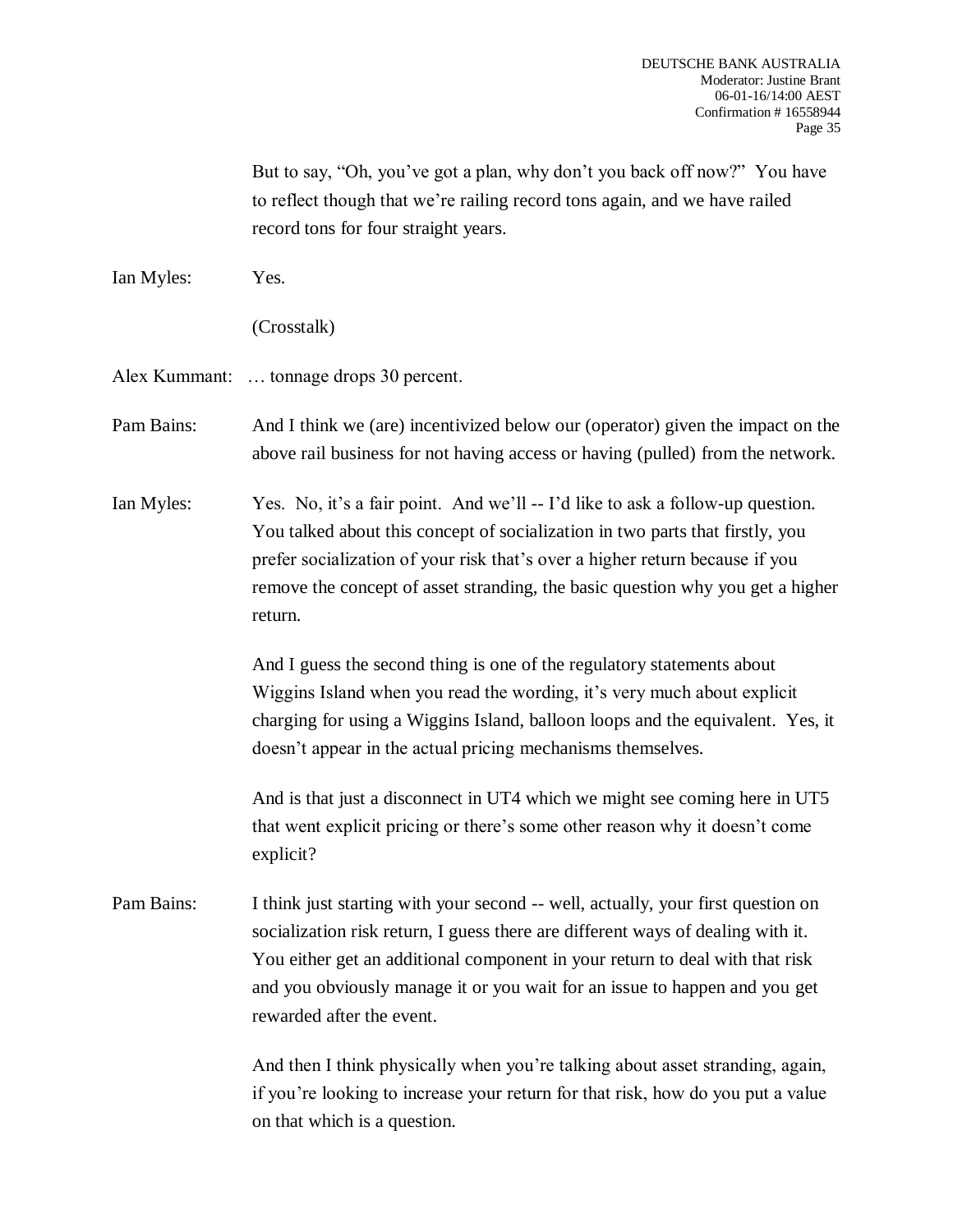But to say, "Oh, you've got a plan, why don't you back off now?" You have to reflect though that we're railing record tons again, and we have railed record tons for four straight years.

Ian Myles: Yes.

(Crosstalk)

Alex Kummant: … tonnage drops 30 percent.

Pam Bains: And I think we (are) incentivized below our (operator) given the impact on the above rail business for not having access or having (pulled) from the network.

Ian Myles: Yes. No, it's a fair point. And we'll -- I'd like to ask a follow-up question. You talked about this concept of socialization in two parts that firstly, you prefer socialization of your risk that's over a higher return because if you remove the concept of asset stranding, the basic question why you get a higher return.

And I guess the second thing is one of the regulatory statements about Wiggins Island when you read the wording, it's very much about explicit charging for using a Wiggins Island, balloon loops and the equivalent. Yes, it doesn't appear in the actual pricing mechanisms themselves.

And is that just a disconnect in UT4 which we might see coming here in UT5 that went explicit pricing or there's some other reason why it doesn't come explicit?

Pam Bains: I think just starting with your second -- well, actually, your first question on socialization risk return, I guess there are different ways of dealing with it. You either get an additional component in your return to deal with that risk and you obviously manage it or you wait for an issue to happen and you get rewarded after the event.

And then I think physically when you're talking about asset stranding, again, if you're looking to increase your return for that risk, how do you put a value on that which is a question.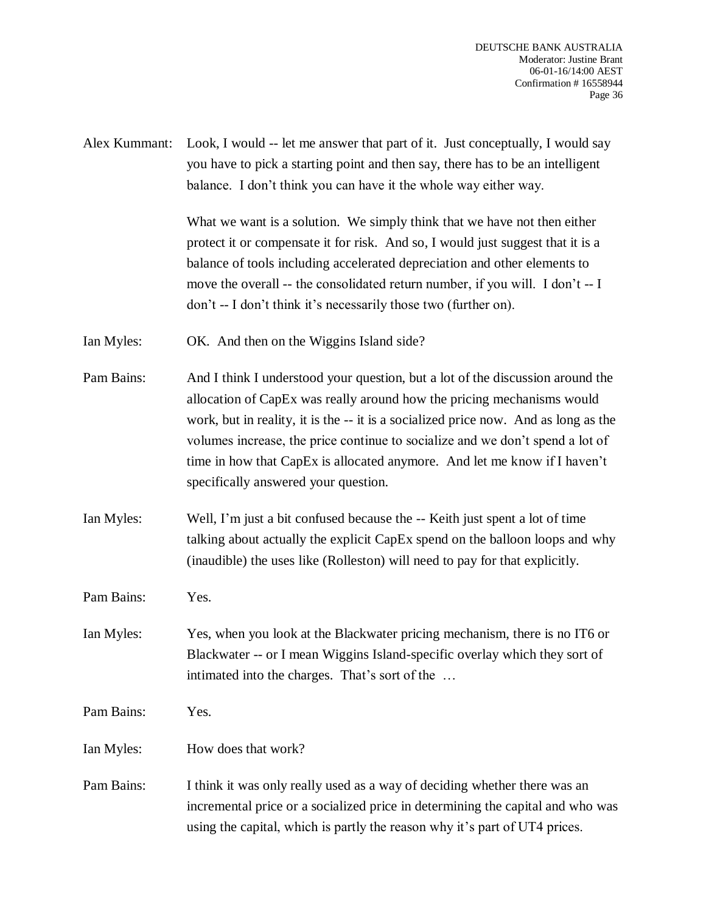Alex Kummant: Look, I would -- let me answer that part of it. Just conceptually, I would say you have to pick a starting point and then say, there has to be an intelligent balance. I don't think you can have it the whole way either way.

What we want is a solution. We simply think that we have not then either protect it or compensate it for risk. And so, I would just suggest that it is a balance of tools including accelerated depreciation and other elements to move the overall -- the consolidated return number, if you will. I don't -- I don't -- I don't think it's necessarily those two (further on).

Ian Myles: OK. And then on the Wiggins Island side?

Pam Bains: And I think I understood your question, but a lot of the discussion around the allocation of CapEx was really around how the pricing mechanisms would work, but in reality, it is the -- it is a socialized price now. And as long as the volumes increase, the price continue to socialize and we don't spend a lot of time in how that CapEx is allocated anymore. And let me know if I haven't specifically answered your question.

Ian Myles: Well, I'm just a bit confused because the -- Keith just spent a lot of time talking about actually the explicit CapEx spend on the balloon loops and why (inaudible) the uses like (Rolleston) will need to pay for that explicitly.

Pam Bains: Yes.

Ian Myles: Yes, when you look at the Blackwater pricing mechanism, there is no IT6 or Blackwater -- or I mean Wiggins Island-specific overlay which they sort of intimated into the charges. That's sort of the …

Pam Bains: Yes.

Ian Myles: How does that work?

Pam Bains: I think it was only really used as a way of deciding whether there was an incremental price or a socialized price in determining the capital and who was using the capital, which is partly the reason why it's part of UT4 prices.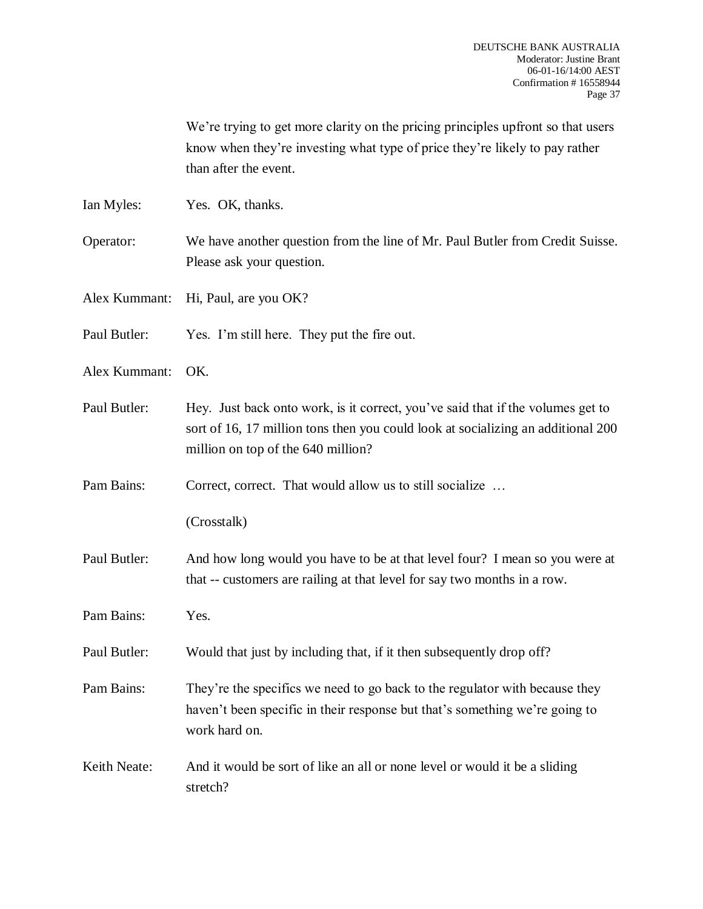We're trying to get more clarity on the pricing principles upfront so that users know when they're investing what type of price they're likely to pay rather than after the event.

Ian Myles: Yes. OK, thanks.

Operator: We have another question from the line of Mr. Paul Butler from Credit Suisse. Please ask your question.

Alex Kummant: Hi, Paul, are you OK?

Paul Butler: Yes. I'm still here. They put the fire out.

Alex Kummant: OK.

Paul Butler: Hey. Just back onto work, is it correct, you've said that if the volumes get to sort of 16, 17 million tons then you could look at socializing an additional 200 million on top of the 640 million?

Pam Bains: Correct, correct. That would allow us to still socialize …

(Crosstalk)

Paul Butler: And how long would you have to be at that level four? I mean so you were at that -- customers are railing at that level for say two months in a row.

Pam Bains: Yes.

Paul Butler: Would that just by including that, if it then subsequently drop off?

Pam Bains: They're the specifics we need to go back to the regulator with because they haven't been specific in their response but that's something we're going to work hard on.

Keith Neate: And it would be sort of like an all or none level or would it be a sliding stretch?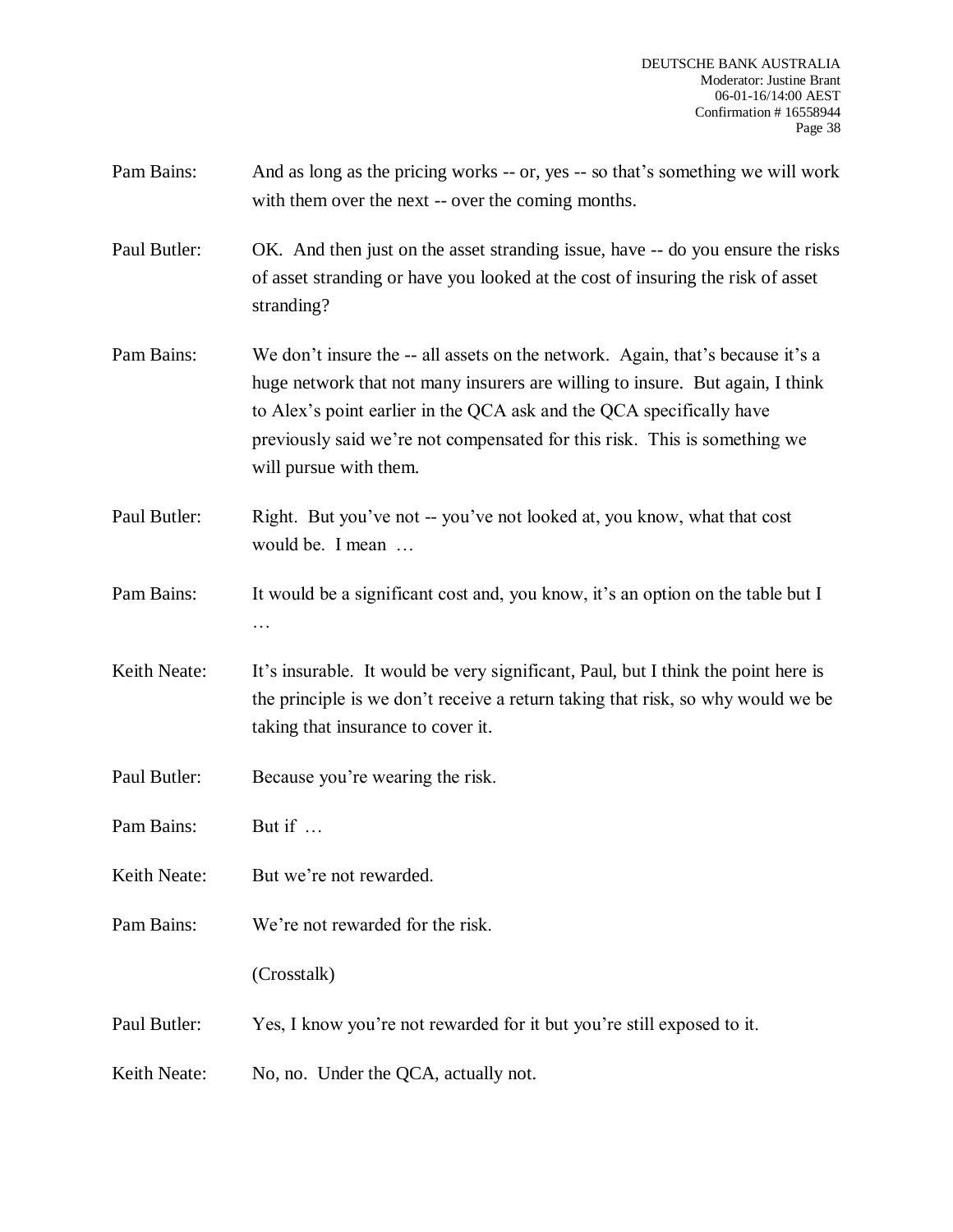Pam Bains: And as long as the pricing works -- or, yes -- so that's something we will work with them over the next -- over the coming months.

Paul Butler: OK. And then just on the asset stranding issue, have -- do you ensure the risks of asset stranding or have you looked at the cost of insuring the risk of asset stranding?

Pam Bains: We don't insure the -- all assets on the network. Again, that's because it's a huge network that not many insurers are willing to insure. But again, I think to Alex's point earlier in the QCA ask and the QCA specifically have previously said we're not compensated for this risk. This is something we will pursue with them.

Paul Butler: Right. But you've not -- you've not looked at, you know, what that cost would be. I mean …

Pam Bains: It would be a significant cost and, you know, it's an option on the table but I …

Keith Neate: It's insurable. It would be very significant, Paul, but I think the point here is the principle is we don't receive a return taking that risk, so why would we be taking that insurance to cover it.

Paul Butler: Because you're wearing the risk.

Pam Bains: But if …

Keith Neate: But we're not rewarded.

Pam Bains: We're not rewarded for the risk.

(Crosstalk)

Paul Butler: Yes, I know you're not rewarded for it but you're still exposed to it.

Keith Neate: No, no. Under the QCA, actually not.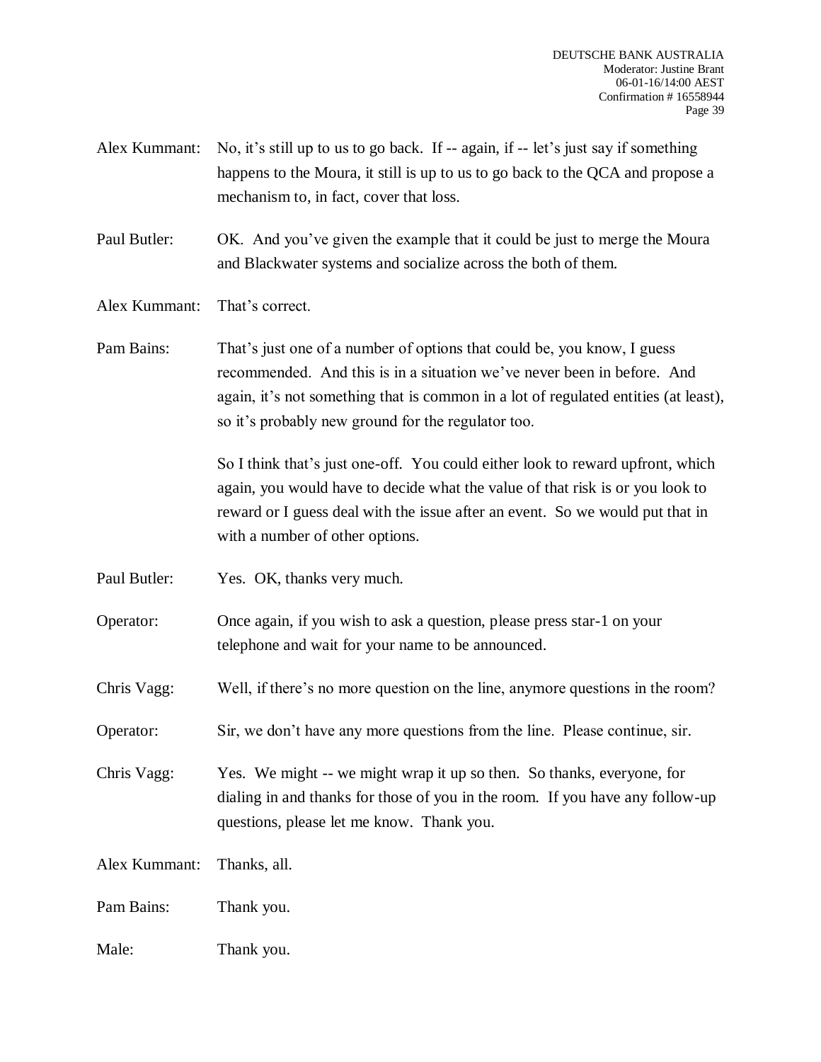Alex Kummant: No, it's still up to us to go back. If -- again, if -- let's just say if something happens to the Moura, it still is up to us to go back to the QCA and propose a mechanism to, in fact, cover that loss.

Paul Butler: OK. And you've given the example that it could be just to merge the Moura and Blackwater systems and socialize across the both of them.

Alex Kummant: That's correct.

Pam Bains: That's just one of a number of options that could be, you know, I guess recommended. And this is in a situation we've never been in before. And again, it's not something that is common in a lot of regulated entities (at least), so it's probably new ground for the regulator too.

So I think that's just one-off. You could either look to reward upfront, which again, you would have to decide what the value of that risk is or you look to reward or I guess deal with the issue after an event. So we would put that in with a number of other options.

Paul Butler: Yes. OK, thanks very much.

Operator: Once again, if you wish to ask a question, please press star-1 on your telephone and wait for your name to be announced.

Chris Vagg: Well, if there's no more question on the line, anymore questions in the room?

Operator: Sir, we don't have any more questions from the line. Please continue, sir.

Chris Vagg: Yes. We might -- we might wrap it up so then. So thanks, everyone, for dialing in and thanks for those of you in the room. If you have any follow-up questions, please let me know. Thank you.

Alex Kummant: Thanks, all.

Pam Bains: Thank you.

Male: Thank you.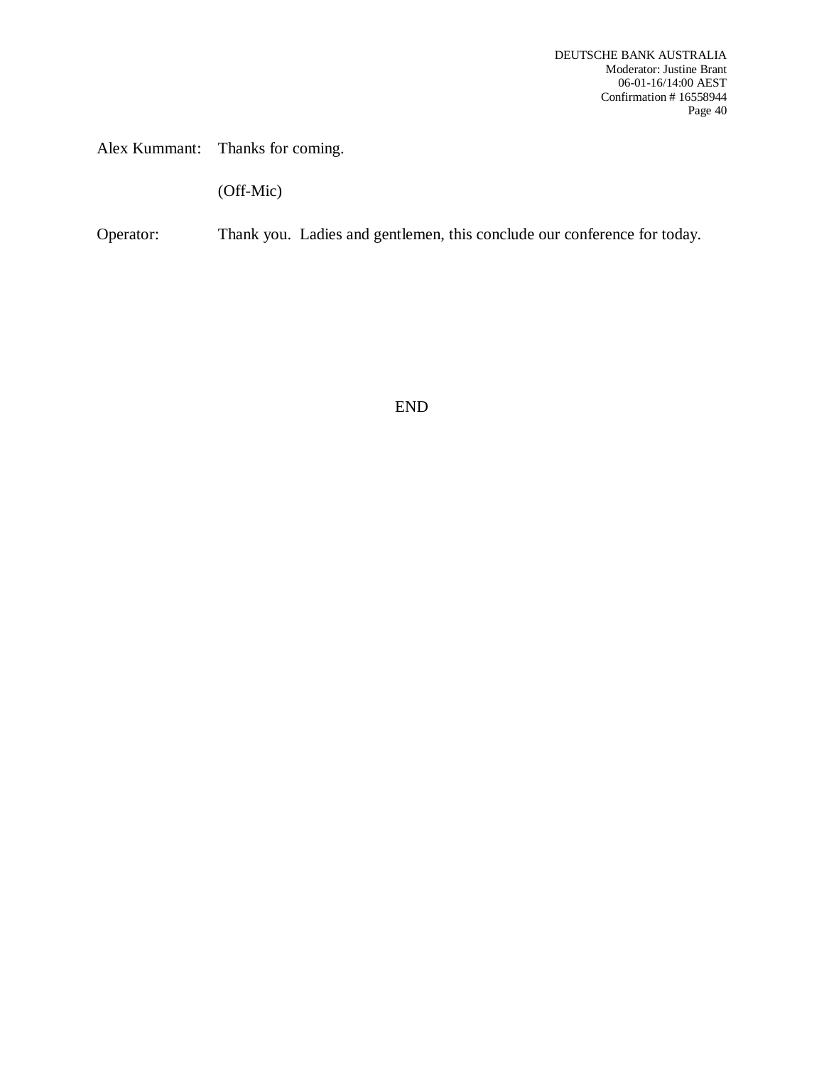Alex Kummant: Thanks for coming.

(Off-Mic)

Operator: Thank you. Ladies and gentlemen, this conclude our conference for today.

END